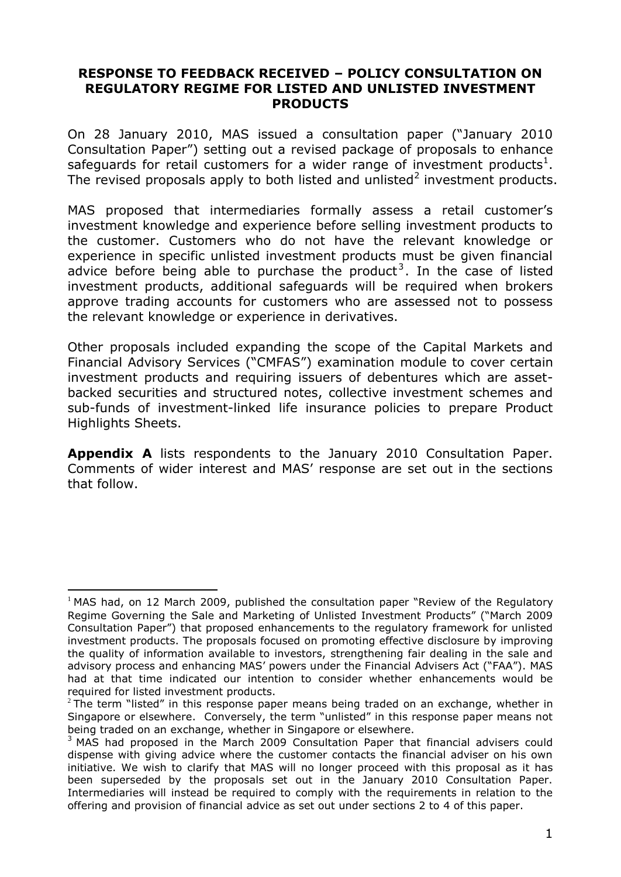# RESPONSE TO FEEDBACK RECEIVED – POLICY CONSULTATION ON REGULATORY REGIME FOR LISTED AND UNLISTED INVESTMENT PRODUCTS

On 28 January 2010, MAS issued a consultation paper ("January 2010 Consultation Paper") setting out a revised package of proposals to enhance safeguards for retail customers for a wider range of investment products[1]. The revised proposals apply to both listed and unlisted[2] investment products.

MAS proposed that intermediaries formally assess a retail customer's investment knowledge and experience before selling investment products to the customer. Customers who do not have the relevant knowledge or experience in specific unlisted investment products must be given financial advice before being able to purchase the product[3]. In the case of listed investment products, additional safeguards will be required when brokers approve trading accounts for customers who are assessed not to possess the relevant knowledge or experience in derivatives.

Other proposals included expanding the scope of the Capital Markets and Financial Advisory Services ("CMFAS") examination module to cover certain investment products and requiring issuers of debentures which are asset-backed securities and structured notes, collective investment schemes and sub-funds of investment-linked life insurance policies to prepare Product Highlights Sheets.

**Appendix A** lists respondents to the January 2010 Consultation Paper. Comments of wider interest and MAS' response are set out in the sections that follow.

---

[1] MAS had, on 12 March 2009, published the consultation paper "Review of the Regulatory Regime Governing the Sale and Marketing of Unlisted Investment Products" ("March 2009 Consultation Paper") that proposed enhancements to the regulatory framework for unlisted investment products. The proposals focused on promoting effective disclosure by improving the quality of information available to investors, strengthening fair dealing in the sale and advisory process and enhancing MAS' powers under the Financial Advisers Act ("FAA"). MAS had at that time indicated our intention to consider whether enhancements would be required for listed investment products.

[2] The term "listed" in this response paper means being traded on an exchange, whether in Singapore or elsewhere. Conversely, the term "unlisted" in this response paper means not being traded on an exchange, whether in Singapore or elsewhere.

[3] MAS had proposed in the March 2009 Consultation Paper that financial advisers could dispense with giving advice where the customer contacts the financial adviser on his own initiative. We wish to clarify that MAS will no longer proceed with this proposal as it has been superseded by the proposals set out in the January 2010 Consultation Paper. Intermediaries will instead be required to comply with the requirements in relation to the offering and provision of financial advice as set out under sections 2 to 4 of this paper.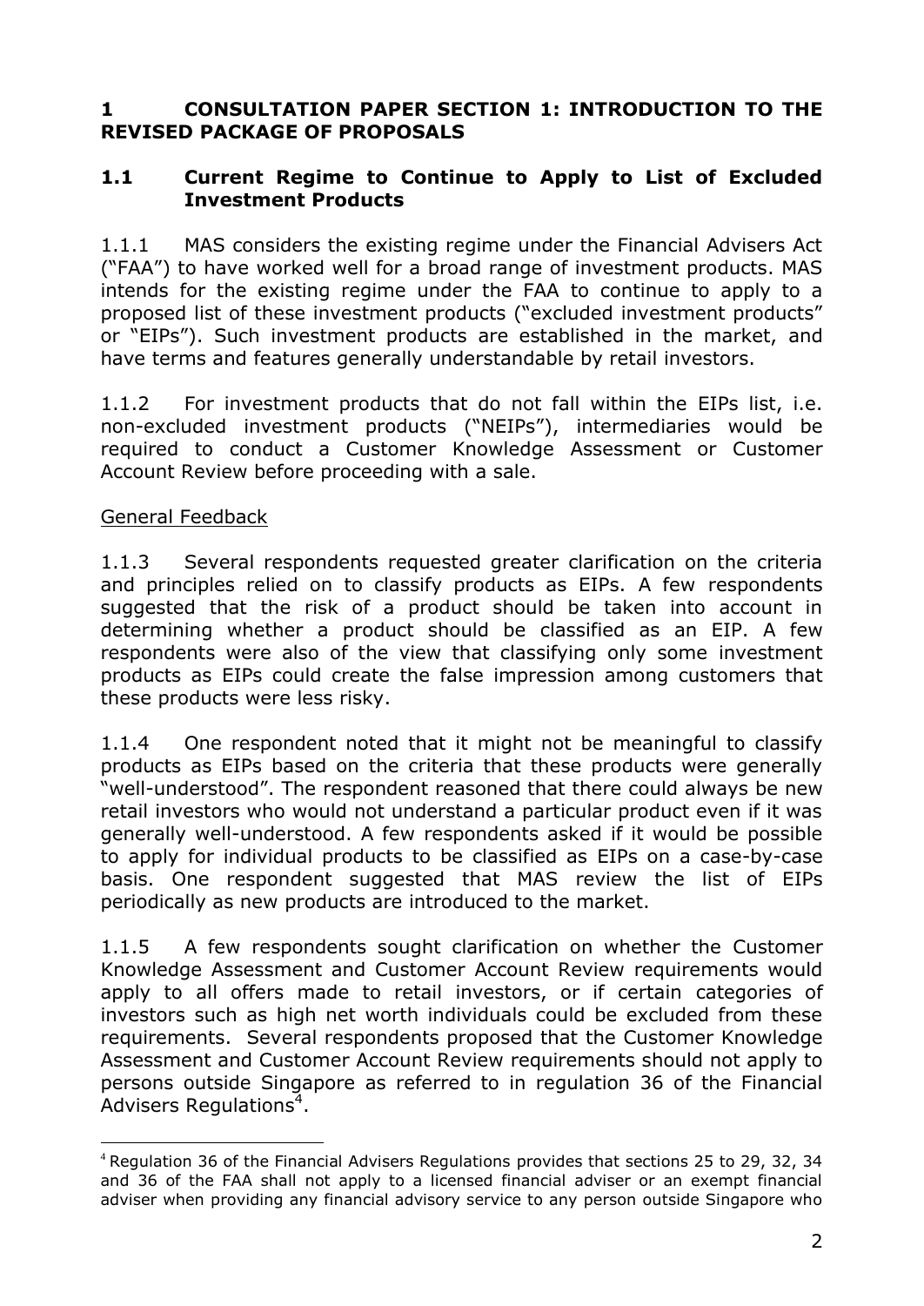# 1 CONSULTATION PAPER SECTION 1: INTRODUCTION TO THE REVISED PACKAGE OF PROPOSALS

## 1.1 Current Regime to Continue to Apply to List of Excluded Investment Products

1.1.1 MAS considers the existing regime under the Financial Advisers Act ("FAA") to have worked well for a broad range of investment products. MAS intends for the existing regime under the FAA to continue to apply to a proposed list of these investment products ("excluded investment products" or "EIPs"). Such investment products are established in the market, and have terms and features generally understandable by retail investors.

1.1.2 For investment products that do not fall within the EIPs list, i.e. non-excluded investment products ("NEIPs"), intermediaries would be required to conduct a Customer Knowledge Assessment or Customer Account Review before proceeding with a sale.

General Feedback

1.1.3 Several respondents requested greater clarification on the criteria and principles relied on to classify products as EIPs. A few respondents suggested that the risk of a product should be taken into account in determining whether a product should be classified as an EIP. A few respondents were also of the view that classifying only some investment products as EIPs could create the false impression among customers that these products were less risky.

1.1.4 One respondent noted that it might not be meaningful to classify products as EIPs based on the criteria that these products were generally "well-understood". The respondent reasoned that there could always be new retail investors who would not understand a particular product even if it was generally well-understood. A few respondents asked if it would be possible to apply for individual products to be classified as EIPs on a case-by-case basis. One respondent suggested that MAS review the list of EIPs periodically as new products are introduced to the market.

1.1.5 A few respondents sought clarification on whether the Customer Knowledge Assessment and Customer Account Review requirements would apply to all offers made to retail investors, or if certain categories of investors such as high net worth individuals could be excluded from these requirements. Several respondents proposed that the Customer Knowledge Assessment and Customer Account Review requirements should not apply to persons outside Singapore as referred to in regulation 36 of the Financial Advisers Regulations[4].

[4] Regulation 36 of the Financial Advisers Regulations provides that sections 25 to 29, 32, 34 and 36 of the FAA shall not apply to a licensed financial adviser or an exempt financial adviser when providing any financial advisory service to any person outside Singapore who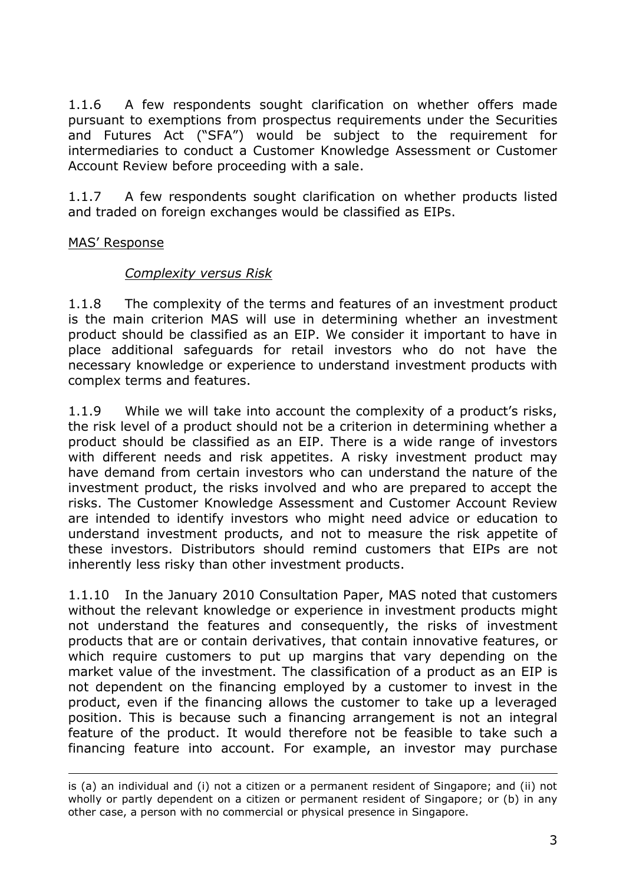1.1.6 A few respondents sought clarification on whether offers made pursuant to exemptions from prospectus requirements under the Securities and Futures Act ("SFA") would be subject to the requirement for intermediaries to conduct a Customer Knowledge Assessment or Customer Account Review before proceeding with a sale.

1.1.7 A few respondents sought clarification on whether products listed and traded on foreign exchanges would be classified as EIPs.

<u>MAS' Response</u>

*<u>Complexity versus Risk</u>*

1.1.8 The complexity of the terms and features of an investment product is the main criterion MAS will use in determining whether an investment product should be classified as an EIP. We consider it important to have in place additional safeguards for retail investors who do not have the necessary knowledge or experience to understand investment products with complex terms and features.

1.1.9 While we will take into account the complexity of a product's risks, the risk level of a product should not be a criterion in determining whether a product should be classified as an EIP. There is a wide range of investors with different needs and risk appetites. A risky investment product may have demand from certain investors who can understand the nature of the investment product, the risks involved and who are prepared to accept the risks. The Customer Knowledge Assessment and Customer Account Review are intended to identify investors who might need advice or education to understand investment products, and not to measure the risk appetite of these investors. Distributors should remind customers that EIPs are not inherently less risky than other investment products.

1.1.10 In the January 2010 Consultation Paper, MAS noted that customers without the relevant knowledge or experience in investment products might not understand the features and consequently, the risks of investment products that are or contain derivatives, that contain innovative features, or which require customers to put up margins that vary depending on the market value of the investment. The classification of a product as an EIP is not dependent on the financing employed by a customer to invest in the product, even if the financing allows the customer to take up a leveraged position. This is because such a financing arrangement is not an integral feature of the product. It would therefore not be feasible to take such a financing feature into account. For example, an investor may purchase

---

is (a) an individual and (i) not a citizen or a permanent resident of Singapore; and (ii) not wholly or partly dependent on a citizen or permanent resident of Singapore; or (b) in any other case, a person with no commercial or physical presence in Singapore.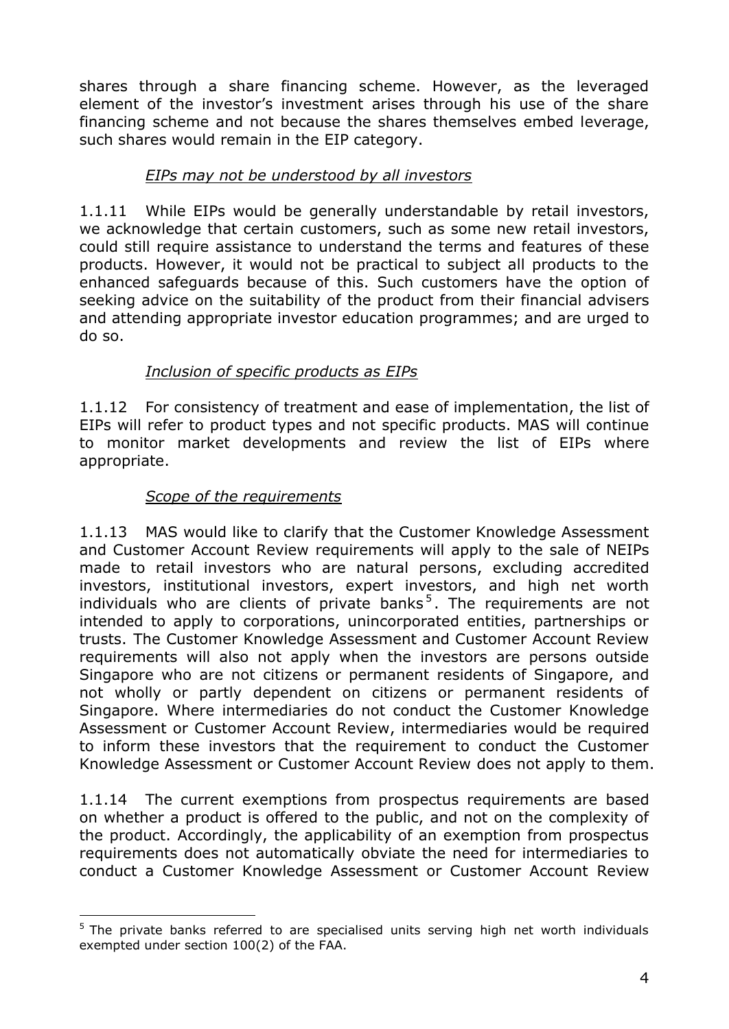shares through a share financing scheme. However, as the leveraged element of the investor's investment arises through his use of the share financing scheme and not because the shares themselves embed leverage, such shares would remain in the EIP category.

*EIPs may not be understood by all investors*

1.1.11 While EIPs would be generally understandable by retail investors, we acknowledge that certain customers, such as some new retail investors, could still require assistance to understand the terms and features of these products. However, it would not be practical to subject all products to the enhanced safeguards because of this. Such customers have the option of seeking advice on the suitability of the product from their financial advisers and attending appropriate investor education programmes; and are urged to do so.

*Inclusion of specific products as EIPs*

1.1.12 For consistency of treatment and ease of implementation, the list of EIPs will refer to product types and not specific products. MAS will continue to monitor market developments and review the list of EIPs where appropriate.

*Scope of the requirements*

1.1.13 MAS would like to clarify that the Customer Knowledge Assessment and Customer Account Review requirements will apply to the sale of NEIPs made to retail investors who are natural persons, excluding accredited investors, institutional investors, expert investors, and high net worth individuals who are clients of private banks[5]. The requirements are not intended to apply to corporations, unincorporated entities, partnerships or trusts. The Customer Knowledge Assessment and Customer Account Review requirements will also not apply when the investors are persons outside Singapore who are not citizens or permanent residents of Singapore, and not wholly or partly dependent on citizens or permanent residents of Singapore. Where intermediaries do not conduct the Customer Knowledge Assessment or Customer Account Review, intermediaries would be required to inform these investors that the requirement to conduct the Customer Knowledge Assessment or Customer Account Review does not apply to them.

1.1.14 The current exemptions from prospectus requirements are based on whether a product is offered to the public, and not on the complexity of the product. Accordingly, the applicability of an exemption from prospectus requirements does not automatically obviate the need for intermediaries to conduct a Customer Knowledge Assessment or Customer Account Review

[5] The private banks referred to are specialised units serving high net worth individuals exempted under section 100(2) of the FAA.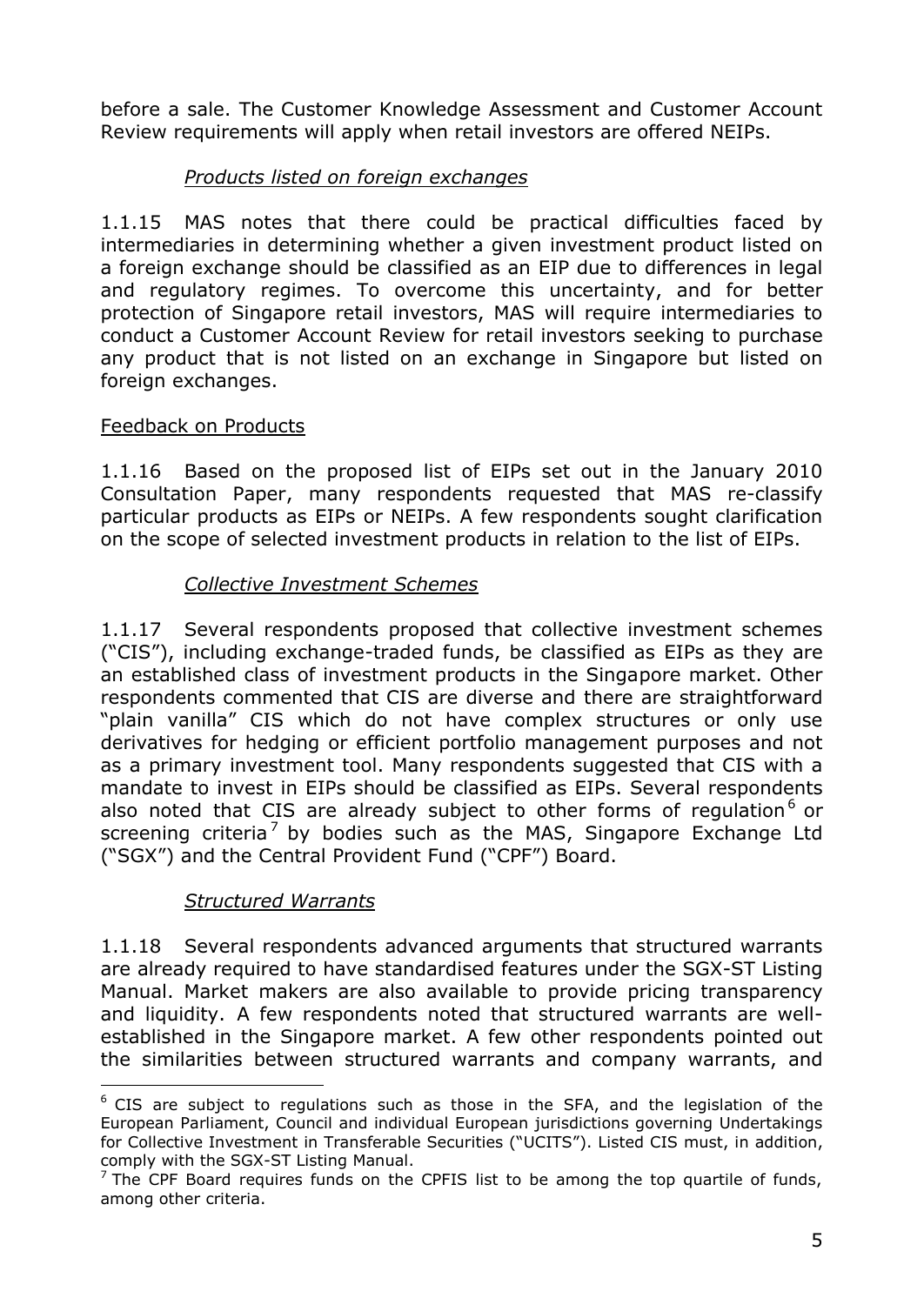before a sale. The Customer Knowledge Assessment and Customer Account Review requirements will apply when retail investors are offered NEIPs.

*Products listed on foreign exchanges*

1.1.15 MAS notes that there could be practical difficulties faced by intermediaries in determining whether a given investment product listed on a foreign exchange should be classified as an EIP due to differences in legal and regulatory regimes. To overcome this uncertainty, and for better protection of Singapore retail investors, MAS will require intermediaries to conduct a Customer Account Review for retail investors seeking to purchase any product that is not listed on an exchange in Singapore but listed on foreign exchanges.

Feedback on Products

1.1.16 Based on the proposed list of EIPs set out in the January 2010 Consultation Paper, many respondents requested that MAS re-classify particular products as EIPs or NEIPs. A few respondents sought clarification on the scope of selected investment products in relation to the list of EIPs.

*Collective Investment Schemes*

1.1.17 Several respondents proposed that collective investment schemes ("CIS"), including exchange-traded funds, be classified as EIPs as they are an established class of investment products in the Singapore market. Other respondents commented that CIS are diverse and there are straightforward "plain vanilla" CIS which do not have complex structures or only use derivatives for hedging or efficient portfolio management purposes and not as a primary investment tool. Many respondents suggested that CIS with a mandate to invest in EIPs should be classified as EIPs. Several respondents also noted that CIS are already subject to other forms of regulation[6] or screening criteria[7] by bodies such as the MAS, Singapore Exchange Ltd ("SGX") and the Central Provident Fund ("CPF") Board.

*Structured Warrants*

1.1.18 Several respondents advanced arguments that structured warrants are already required to have standardised features under the SGX-ST Listing Manual. Market makers are also available to provide pricing transparency and liquidity. A few respondents noted that structured warrants are well-established in the Singapore market. A few other respondents pointed out the similarities between structured warrants and company warrants, and

---

[6] CIS are subject to regulations such as those in the SFA, and the legislation of the European Parliament, Council and individual European jurisdictions governing Undertakings for Collective Investment in Transferable Securities ("UCITS"). Listed CIS must, in addition, comply with the SGX-ST Listing Manual.

[7] The CPF Board requires funds on the CPFIS list to be among the top quartile of funds, among other criteria.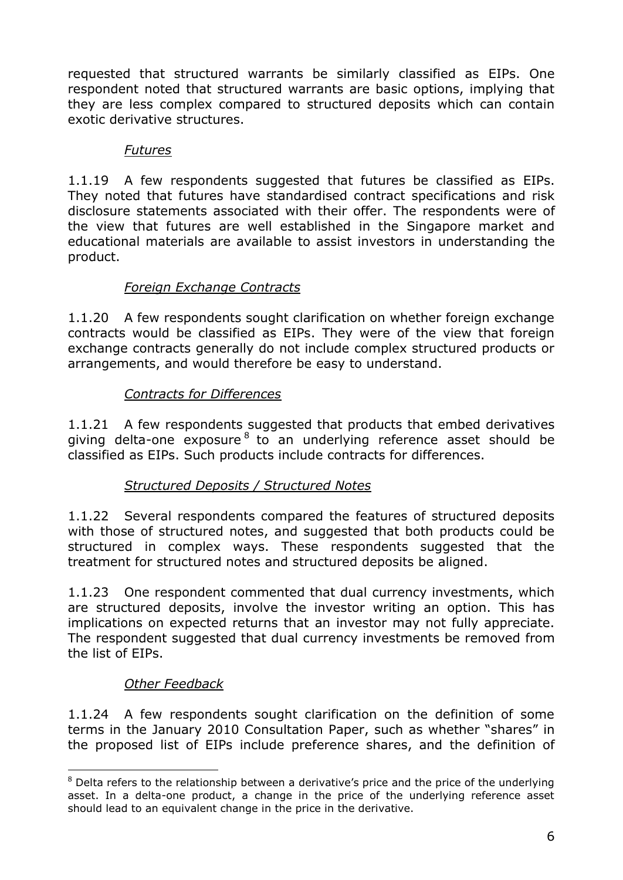requested that structured warrants be similarly classified as EIPs. One respondent noted that structured warrants are basic options, implying that they are less complex compared to structured deposits which can contain exotic derivative structures.

*Futures*

1.1.19 A few respondents suggested that futures be classified as EIPs. They noted that futures have standardised contract specifications and risk disclosure statements associated with their offer. The respondents were of the view that futures are well established in the Singapore market and educational materials are available to assist investors in understanding the product.

*Foreign Exchange Contracts*

1.1.20 A few respondents sought clarification on whether foreign exchange contracts would be classified as EIPs. They were of the view that foreign exchange contracts generally do not include complex structured products or arrangements, and would therefore be easy to understand.

*Contracts for Differences*

1.1.21 A few respondents suggested that products that embed derivatives giving delta-one exposure[8] to an underlying reference asset should be classified as EIPs. Such products include contracts for differences.

*Structured Deposits / Structured Notes*

1.1.22 Several respondents compared the features of structured deposits with those of structured notes, and suggested that both products could be structured in complex ways. These respondents suggested that the treatment for structured notes and structured deposits be aligned.

1.1.23 One respondent commented that dual currency investments, which are structured deposits, involve the investor writing an option. This has implications on expected returns that an investor may not fully appreciate. The respondent suggested that dual currency investments be removed from the list of EIPs.

*Other Feedback*

1.1.24 A few respondents sought clarification on the definition of some terms in the January 2010 Consultation Paper, such as whether "shares" in the proposed list of EIPs include preference shares, and the definition of

[8] Delta refers to the relationship between a derivative's price and the price of the underlying asset. In a delta-one product, a change in the price of the underlying reference asset should lead to an equivalent change in the price in the derivative.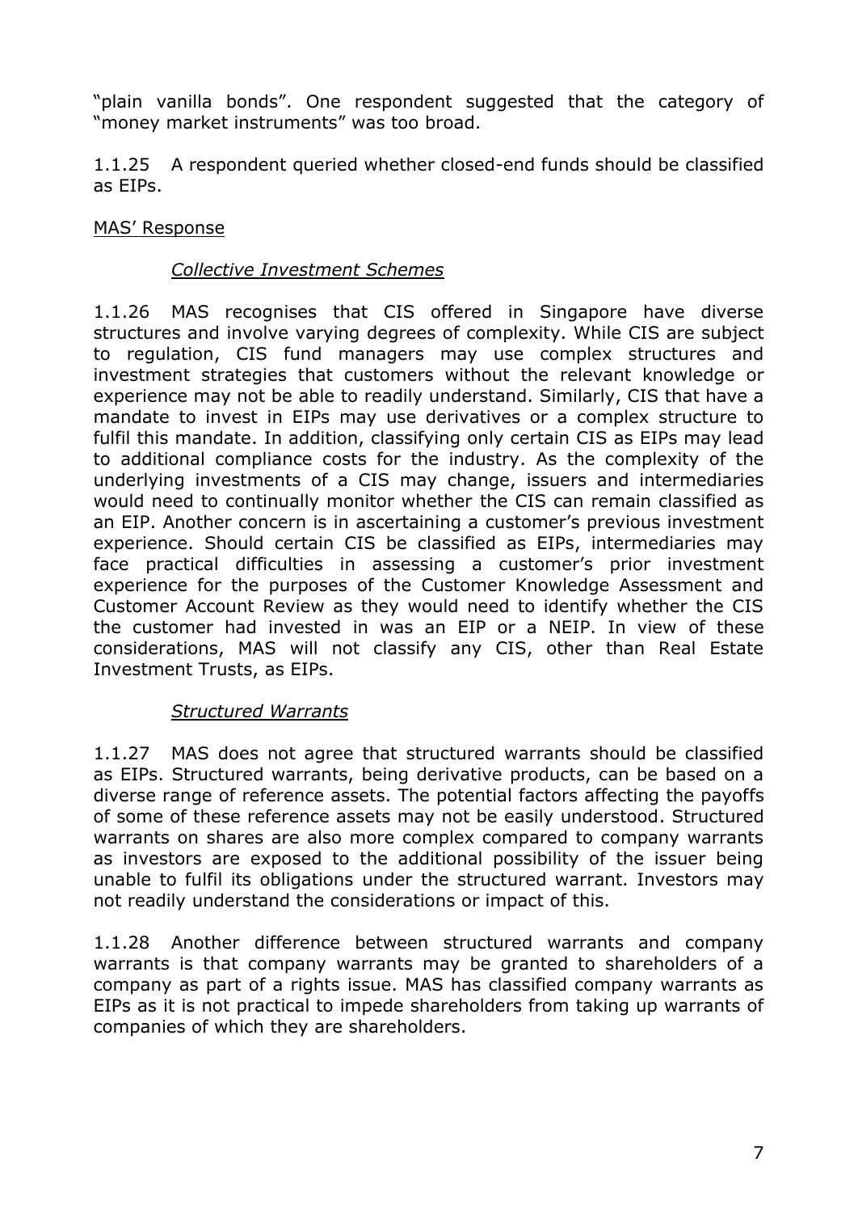"plain vanilla bonds". One respondent suggested that the category of "money market instruments" was too broad.

1.1.25 A respondent queried whether closed-end funds should be classified as EIPs.

<u>MAS' Response</u>

*<u>Collective Investment Schemes</u>*

1.1.26 MAS recognises that CIS offered in Singapore have diverse structures and involve varying degrees of complexity. While CIS are subject to regulation, CIS fund managers may use complex structures and investment strategies that customers without the relevant knowledge or experience may not be able to readily understand. Similarly, CIS that have a mandate to invest in EIPs may use derivatives or a complex structure to fulfil this mandate. In addition, classifying only certain CIS as EIPs may lead to additional compliance costs for the industry. As the complexity of the underlying investments of a CIS may change, issuers and intermediaries would need to continually monitor whether the CIS can remain classified as an EIP. Another concern is in ascertaining a customer's previous investment experience. Should certain CIS be classified as EIPs, intermediaries may face practical difficulties in assessing a customer's prior investment experience for the purposes of the Customer Knowledge Assessment and Customer Account Review as they would need to identify whether the CIS the customer had invested in was an EIP or a NEIP. In view of these considerations, MAS will not classify any CIS, other than Real Estate Investment Trusts, as EIPs.

*<u>Structured Warrants</u>*

1.1.27 MAS does not agree that structured warrants should be classified as EIPs. Structured warrants, being derivative products, can be based on a diverse range of reference assets. The potential factors affecting the payoffs of some of these reference assets may not be easily understood. Structured warrants on shares are also more complex compared to company warrants as investors are exposed to the additional possibility of the issuer being unable to fulfil its obligations under the structured warrant. Investors may not readily understand the considerations or impact of this.

1.1.28 Another difference between structured warrants and company warrants is that company warrants may be granted to shareholders of a company as part of a rights issue. MAS has classified company warrants as EIPs as it is not practical to impede shareholders from taking up warrants of companies of which they are shareholders.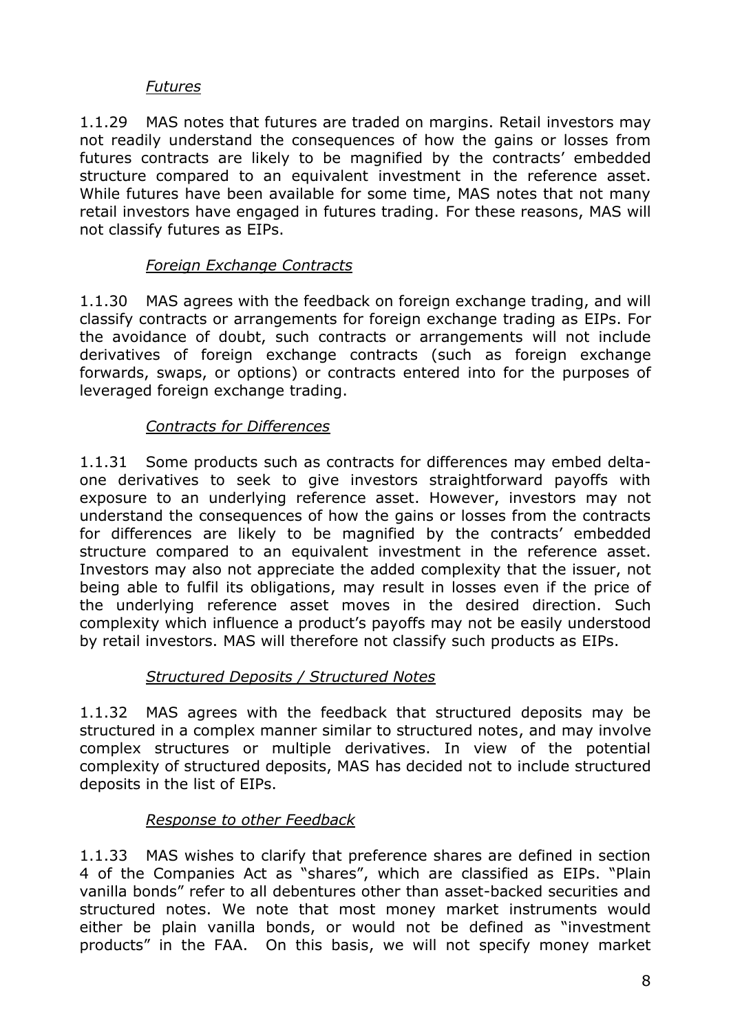*Futures*

1.1.29 MAS notes that futures are traded on margins. Retail investors may not readily understand the consequences of how the gains or losses from futures contracts are likely to be magnified by the contracts' embedded structure compared to an equivalent investment in the reference asset. While futures have been available for some time, MAS notes that not many retail investors have engaged in futures trading. For these reasons, MAS will not classify futures as EIPs.

*Foreign Exchange Contracts*

1.1.30 MAS agrees with the feedback on foreign exchange trading, and will classify contracts or arrangements for foreign exchange trading as EIPs. For the avoidance of doubt, such contracts or arrangements will not include derivatives of foreign exchange contracts (such as foreign exchange forwards, swaps, or options) or contracts entered into for the purposes of leveraged foreign exchange trading.

*Contracts for Differences*

1.1.31 Some products such as contracts for differences may embed delta-one derivatives to seek to give investors straightforward payoffs with exposure to an underlying reference asset. However, investors may not understand the consequences of how the gains or losses from the contracts for differences are likely to be magnified by the contracts' embedded structure compared to an equivalent investment in the reference asset. Investors may also not appreciate the added complexity that the issuer, not being able to fulfil its obligations, may result in losses even if the price of the underlying reference asset moves in the desired direction. Such complexity which influence a product's payoffs may not be easily understood by retail investors. MAS will therefore not classify such products as EIPs.

*Structured Deposits / Structured Notes*

1.1.32 MAS agrees with the feedback that structured deposits may be structured in a complex manner similar to structured notes, and may involve complex structures or multiple derivatives. In view of the potential complexity of structured deposits, MAS has decided not to include structured deposits in the list of EIPs.

*Response to other Feedback*

1.1.33 MAS wishes to clarify that preference shares are defined in section 4 of the Companies Act as "shares", which are classified as EIPs. "Plain vanilla bonds" refer to all debentures other than asset-backed securities and structured notes. We note that most money market instruments would either be plain vanilla bonds, or would not be defined as "investment products" in the FAA. On this basis, we will not specify money market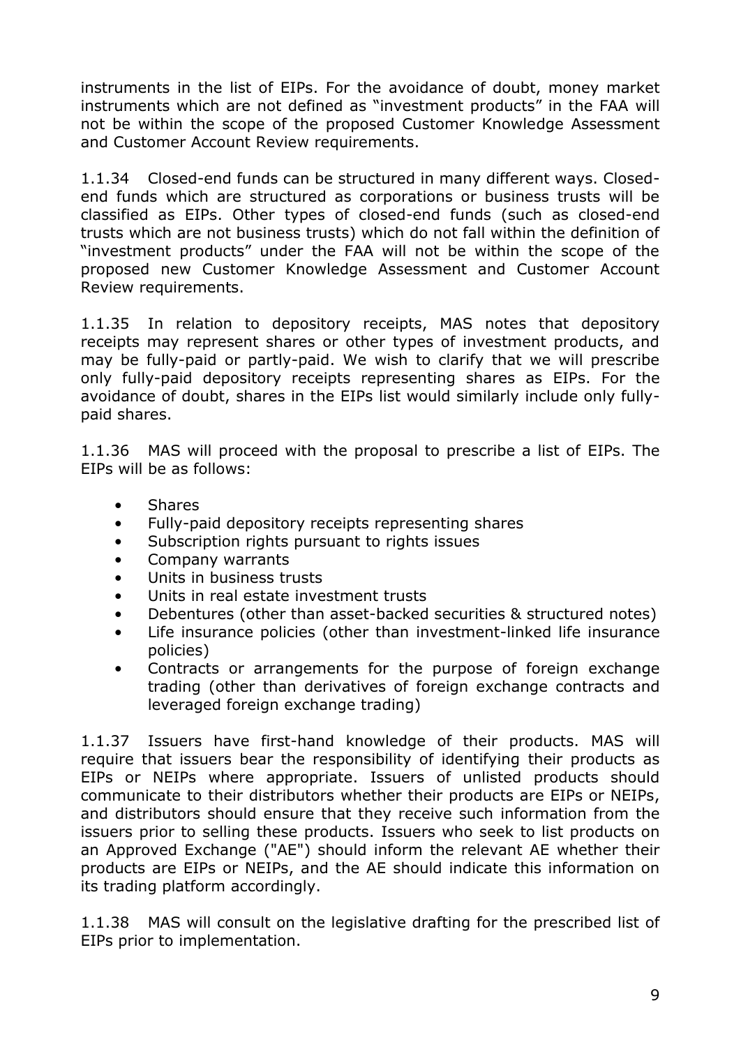instruments in the list of EIPs. For the avoidance of doubt, money market instruments which are not defined as "investment products" in the FAA will not be within the scope of the proposed Customer Knowledge Assessment and Customer Account Review requirements.

1.1.34 Closed-end funds can be structured in many different ways. Closed-end funds which are structured as corporations or business trusts will be classified as EIPs. Other types of closed-end funds (such as closed-end trusts which are not business trusts) which do not fall within the definition of "investment products" under the FAA will not be within the scope of the proposed new Customer Knowledge Assessment and Customer Account Review requirements.

1.1.35 In relation to depository receipts, MAS notes that depository receipts may represent shares or other types of investment products, and may be fully-paid or partly-paid. We wish to clarify that we will prescribe only fully-paid depository receipts representing shares as EIPs. For the avoidance of doubt, shares in the EIPs list would similarly include only fully-paid shares.

1.1.36 MAS will proceed with the proposal to prescribe a list of EIPs. The EIPs will be as follows:

- Shares
- Fully-paid depository receipts representing shares
- Subscription rights pursuant to rights issues
- Company warrants
- Units in business trusts
- Units in real estate investment trusts
- Debentures (other than asset-backed securities & structured notes)
- Life insurance policies (other than investment-linked life insurance policies)
- Contracts or arrangements for the purpose of foreign exchange trading (other than derivatives of foreign exchange contracts and leveraged foreign exchange trading)

1.1.37 Issuers have first-hand knowledge of their products. MAS will require that issuers bear the responsibility of identifying their products as EIPs or NEIPs where appropriate. Issuers of unlisted products should communicate to their distributors whether their products are EIPs or NEIPs, and distributors should ensure that they receive such information from the issuers prior to selling these products. Issuers who seek to list products on an Approved Exchange ("AE") should inform the relevant AE whether their products are EIPs or NEIPs, and the AE should indicate this information on its trading platform accordingly.

1.1.38 MAS will consult on the legislative drafting for the prescribed list of EIPs prior to implementation.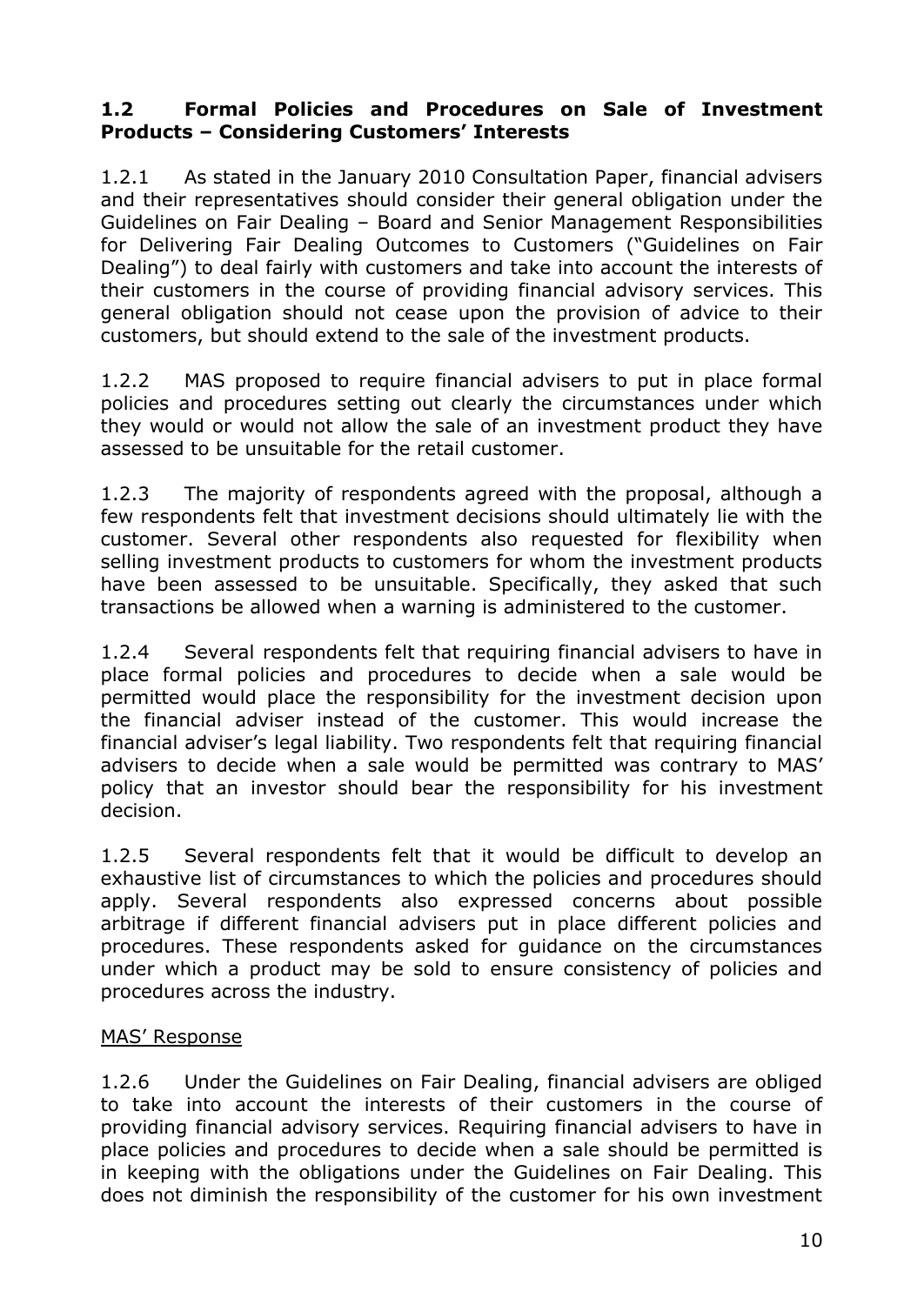### 1.2 Formal Policies and Procedures on Sale of Investment Products – Considering Customers' Interests

1.2.1 As stated in the January 2010 Consultation Paper, financial advisers and their representatives should consider their general obligation under the Guidelines on Fair Dealing – Board and Senior Management Responsibilities for Delivering Fair Dealing Outcomes to Customers ("Guidelines on Fair Dealing") to deal fairly with customers and take into account the interests of their customers in the course of providing financial advisory services. This general obligation should not cease upon the provision of advice to their customers, but should extend to the sale of the investment products.

1.2.2 MAS proposed to require financial advisers to put in place formal policies and procedures setting out clearly the circumstances under which they would or would not allow the sale of an investment product they have assessed to be unsuitable for the retail customer.

1.2.3 The majority of respondents agreed with the proposal, although a few respondents felt that investment decisions should ultimately lie with the customer. Several other respondents also requested for flexibility when selling investment products to customers for whom the investment products have been assessed to be unsuitable. Specifically, they asked that such transactions be allowed when a warning is administered to the customer.

1.2.4 Several respondents felt that requiring financial advisers to have in place formal policies and procedures to decide when a sale would be permitted would place the responsibility for the investment decision upon the financial adviser instead of the customer. This would increase the financial adviser's legal liability. Two respondents felt that requiring financial advisers to decide when a sale would be permitted was contrary to MAS' policy that an investor should bear the responsibility for his investment decision.

1.2.5 Several respondents felt that it would be difficult to develop an exhaustive list of circumstances to which the policies and procedures should apply. Several respondents also expressed concerns about possible arbitrage if different financial advisers put in place different policies and procedures. These respondents asked for guidance on the circumstances under which a product may be sold to ensure consistency of policies and procedures across the industry.

<u>MAS' Response</u>

1.2.6 Under the Guidelines on Fair Dealing, financial advisers are obliged to take into account the interests of their customers in the course of providing financial advisory services. Requiring financial advisers to have in place policies and procedures to decide when a sale should be permitted is in keeping with the obligations under the Guidelines on Fair Dealing. This does not diminish the responsibility of the customer for his own investment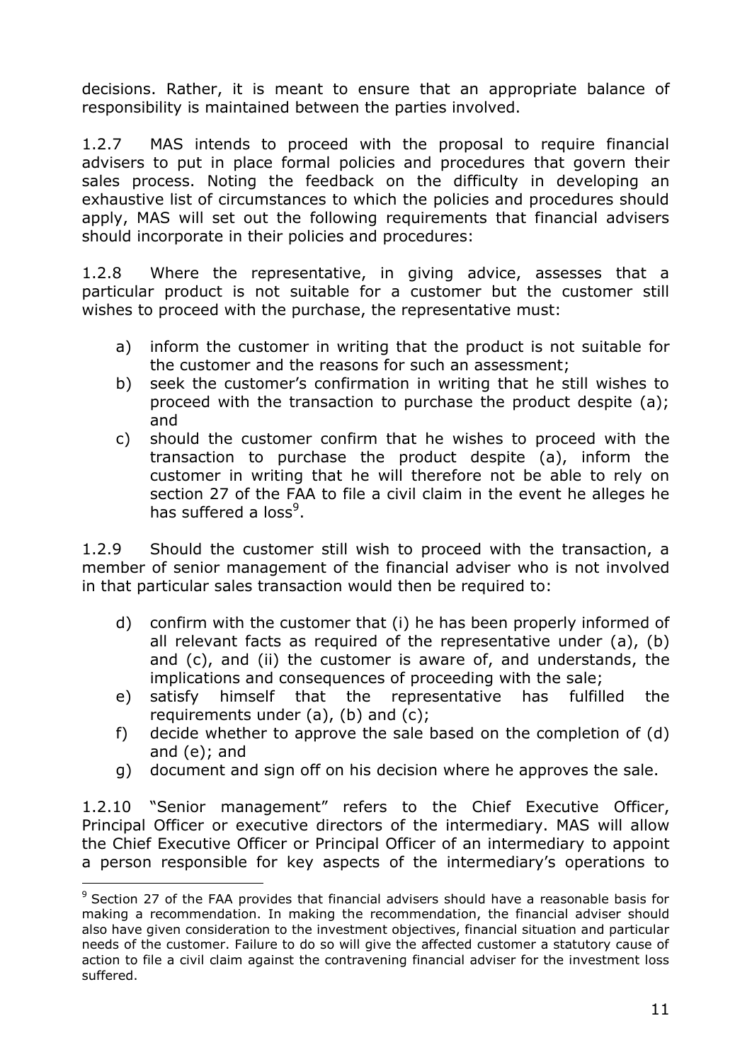decisions. Rather, it is meant to ensure that an appropriate balance of responsibility is maintained between the parties involved.

1.2.7 MAS intends to proceed with the proposal to require financial advisers to put in place formal policies and procedures that govern their sales process. Noting the feedback on the difficulty in developing an exhaustive list of circumstances to which the policies and procedures should apply, MAS will set out the following requirements that financial advisers should incorporate in their policies and procedures:

1.2.8 Where the representative, in giving advice, assesses that a particular product is not suitable for a customer but the customer still wishes to proceed with the purchase, the representative must:

a) inform the customer in writing that the product is not suitable for the customer and the reasons for such an assessment;
b) seek the customer's confirmation in writing that he still wishes to proceed with the transaction to purchase the product despite (a); and
c) should the customer confirm that he wishes to proceed with the transaction to purchase the product despite (a), inform the customer in writing that he will therefore not be able to rely on section 27 of the FAA to file a civil claim in the event he alleges he has suffered a loss[9].

1.2.9 Should the customer still wish to proceed with the transaction, a member of senior management of the financial adviser who is not involved in that particular sales transaction would then be required to:

d) confirm with the customer that (i) he has been properly informed of all relevant facts as required of the representative under (a), (b) and (c), and (ii) the customer is aware of, and understands, the implications and consequences of proceeding with the sale;
e) satisfy himself that the representative has fulfilled the requirements under (a), (b) and (c);
f) decide whether to approve the sale based on the completion of (d) and (e); and
g) document and sign off on his decision where he approves the sale.

1.2.10 "Senior management" refers to the Chief Executive Officer, Principal Officer or executive directors of the intermediary. MAS will allow the Chief Executive Officer or Principal Officer of an intermediary to appoint a person responsible for key aspects of the intermediary's operations to

[9] Section 27 of the FAA provides that financial advisers should have a reasonable basis for making a recommendation. In making the recommendation, the financial adviser should also have given consideration to the investment objectives, financial situation and particular needs of the customer. Failure to do so will give the affected customer a statutory cause of action to file a civil claim against the contravening financial adviser for the investment loss suffered.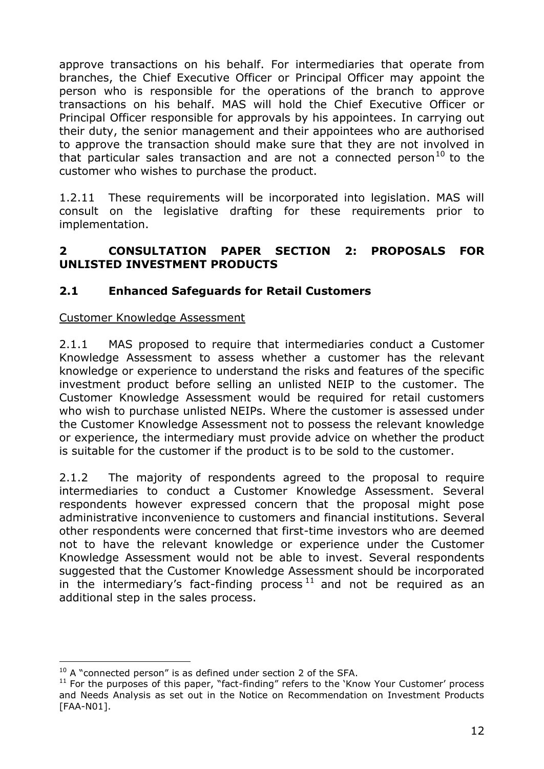approve transactions on his behalf. For intermediaries that operate from branches, the Chief Executive Officer or Principal Officer may appoint the person who is responsible for the operations of the branch to approve transactions on his behalf. MAS will hold the Chief Executive Officer or Principal Officer responsible for approvals by his appointees. In carrying out their duty, the senior management and their appointees who are authorised to approve the transaction should make sure that they are not involved in that particular sales transaction and are not a connected person[10] to the customer who wishes to purchase the product.

1.2.11 These requirements will be incorporated into legislation. MAS will consult on the legislative drafting for these requirements prior to implementation.

## 2 CONSULTATION PAPER SECTION 2: PROPOSALS FOR UNLISTED INVESTMENT PRODUCTS

### 2.1 Enhanced Safeguards for Retail Customers

Customer Knowledge Assessment

2.1.1 MAS proposed to require that intermediaries conduct a Customer Knowledge Assessment to assess whether a customer has the relevant knowledge or experience to understand the risks and features of the specific investment product before selling an unlisted NEIP to the customer. The Customer Knowledge Assessment would be required for retail customers who wish to purchase unlisted NEIPs. Where the customer is assessed under the Customer Knowledge Assessment not to possess the relevant knowledge or experience, the intermediary must provide advice on whether the product is suitable for the customer if the product is to be sold to the customer.

2.1.2 The majority of respondents agreed to the proposal to require intermediaries to conduct a Customer Knowledge Assessment. Several respondents however expressed concern that the proposal might pose administrative inconvenience to customers and financial institutions. Several other respondents were concerned that first-time investors who are deemed not to have the relevant knowledge or experience under the Customer Knowledge Assessment would not be able to invest. Several respondents suggested that the Customer Knowledge Assessment should be incorporated in the intermediary's fact-finding process[11] and not be required as an additional step in the sales process.

---

[10] A "connected person" is as defined under section 2 of the SFA.

[11] For the purposes of this paper, "fact-finding" refers to the 'Know Your Customer' process and Needs Analysis as set out in the Notice on Recommendation on Investment Products [FAA-N01].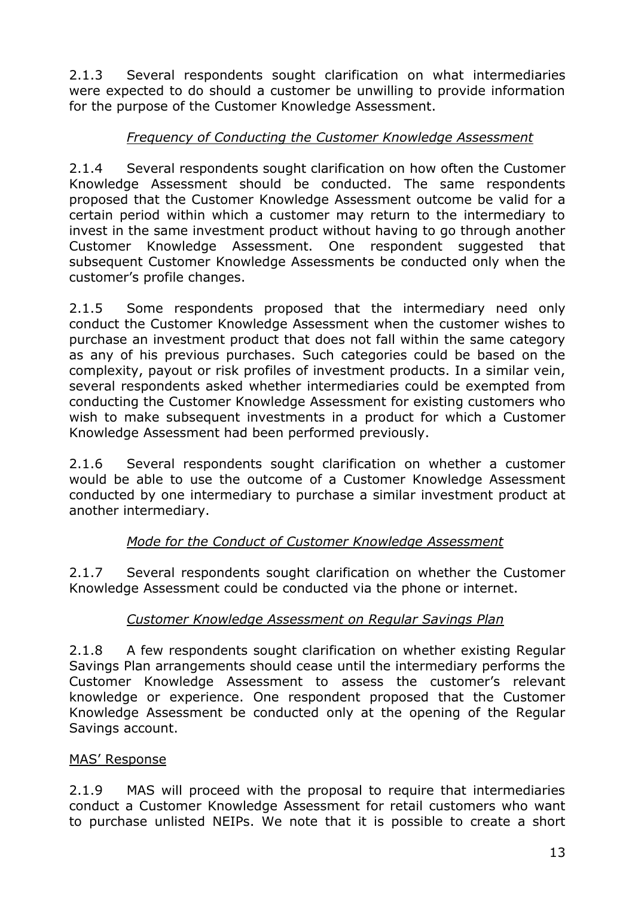2.1.3 Several respondents sought clarification on what intermediaries were expected to do should a customer be unwilling to provide information for the purpose of the Customer Knowledge Assessment.

*Frequency of Conducting the Customer Knowledge Assessment*

2.1.4 Several respondents sought clarification on how often the Customer Knowledge Assessment should be conducted. The same respondents proposed that the Customer Knowledge Assessment outcome be valid for a certain period within which a customer may return to the intermediary to invest in the same investment product without having to go through another Customer Knowledge Assessment. One respondent suggested that subsequent Customer Knowledge Assessments be conducted only when the customer's profile changes.

2.1.5 Some respondents proposed that the intermediary need only conduct the Customer Knowledge Assessment when the customer wishes to purchase an investment product that does not fall within the same category as any of his previous purchases. Such categories could be based on the complexity, payout or risk profiles of investment products. In a similar vein, several respondents asked whether intermediaries could be exempted from conducting the Customer Knowledge Assessment for existing customers who wish to make subsequent investments in a product for which a Customer Knowledge Assessment had been performed previously.

2.1.6 Several respondents sought clarification on whether a customer would be able to use the outcome of a Customer Knowledge Assessment conducted by one intermediary to purchase a similar investment product at another intermediary.

*Mode for the Conduct of Customer Knowledge Assessment*

2.1.7 Several respondents sought clarification on whether the Customer Knowledge Assessment could be conducted via the phone or internet.

*Customer Knowledge Assessment on Regular Savings Plan*

2.1.8 A few respondents sought clarification on whether existing Regular Savings Plan arrangements should cease until the intermediary performs the Customer Knowledge Assessment to assess the customer's relevant knowledge or experience. One respondent proposed that the Customer Knowledge Assessment be conducted only at the opening of the Regular Savings account.

MAS' Response

2.1.9 MAS will proceed with the proposal to require that intermediaries conduct a Customer Knowledge Assessment for retail customers who want to purchase unlisted NEIPs. We note that it is possible to create a short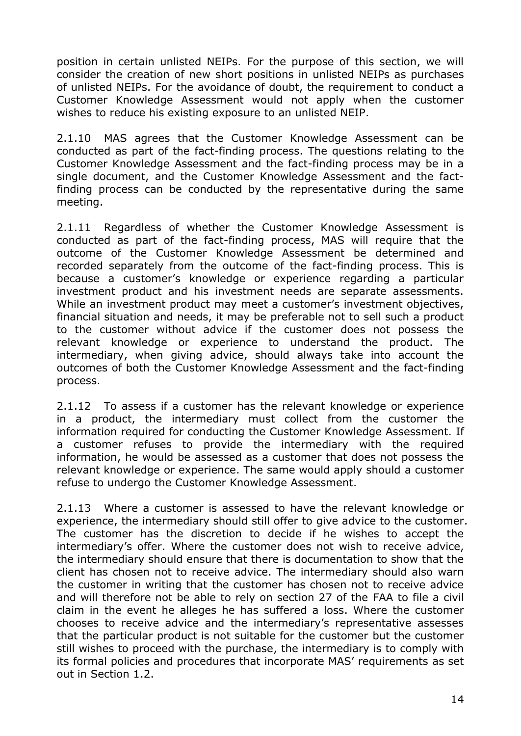position in certain unlisted NEIPs. For the purpose of this section, we will consider the creation of new short positions in unlisted NEIPs as purchases of unlisted NEIPs. For the avoidance of doubt, the requirement to conduct a Customer Knowledge Assessment would not apply when the customer wishes to reduce his existing exposure to an unlisted NEIP.

2.1.10 MAS agrees that the Customer Knowledge Assessment can be conducted as part of the fact-finding process. The questions relating to the Customer Knowledge Assessment and the fact-finding process may be in a single document, and the Customer Knowledge Assessment and the fact-finding process can be conducted by the representative during the same meeting.

2.1.11 Regardless of whether the Customer Knowledge Assessment is conducted as part of the fact-finding process, MAS will require that the outcome of the Customer Knowledge Assessment be determined and recorded separately from the outcome of the fact-finding process. This is because a customer's knowledge or experience regarding a particular investment product and his investment needs are separate assessments. While an investment product may meet a customer's investment objectives, financial situation and needs, it may be preferable not to sell such a product to the customer without advice if the customer does not possess the relevant knowledge or experience to understand the product. The intermediary, when giving advice, should always take into account the outcomes of both the Customer Knowledge Assessment and the fact-finding process.

2.1.12 To assess if a customer has the relevant knowledge or experience in a product, the intermediary must collect from the customer the information required for conducting the Customer Knowledge Assessment. If a customer refuses to provide the intermediary with the required information, he would be assessed as a customer that does not possess the relevant knowledge or experience. The same would apply should a customer refuse to undergo the Customer Knowledge Assessment.

2.1.13 Where a customer is assessed to have the relevant knowledge or experience, the intermediary should still offer to give advice to the customer. The customer has the discretion to decide if he wishes to accept the intermediary's offer. Where the customer does not wish to receive advice, the intermediary should ensure that there is documentation to show that the client has chosen not to receive advice. The intermediary should also warn the customer in writing that the customer has chosen not to receive advice and will therefore not be able to rely on section 27 of the FAA to file a civil claim in the event he alleges he has suffered a loss. Where the customer chooses to receive advice and the intermediary's representative assesses that the particular product is not suitable for the customer but the customer still wishes to proceed with the purchase, the intermediary is to comply with its formal policies and procedures that incorporate MAS' requirements as set out in Section 1.2.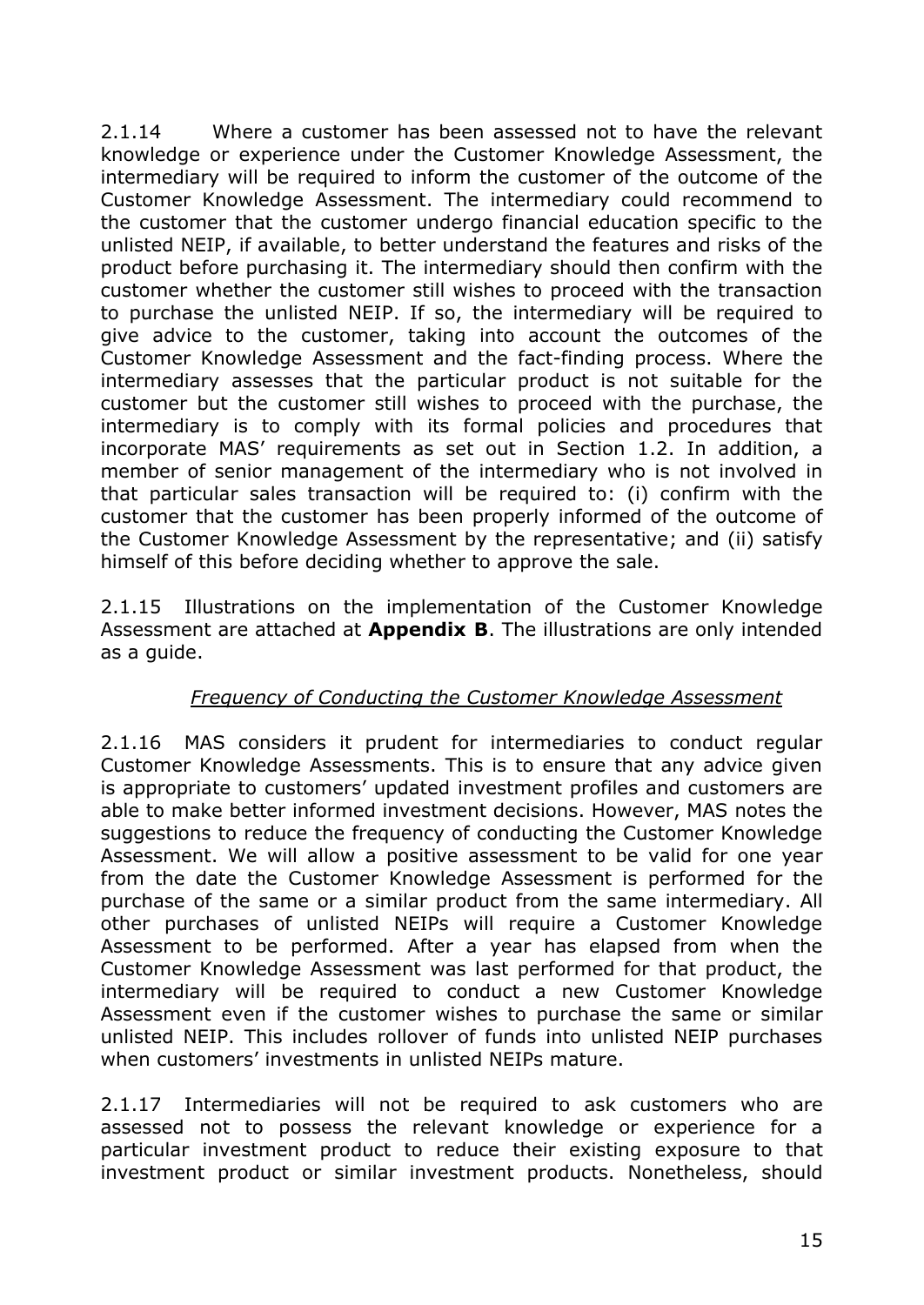2.1.14 Where a customer has been assessed not to have the relevant knowledge or experience under the Customer Knowledge Assessment, the intermediary will be required to inform the customer of the outcome of the Customer Knowledge Assessment. The intermediary could recommend to the customer that the customer undergo financial education specific to the unlisted NEIP, if available, to better understand the features and risks of the product before purchasing it. The intermediary should then confirm with the customer whether the customer still wishes to proceed with the transaction to purchase the unlisted NEIP. If so, the intermediary will be required to give advice to the customer, taking into account the outcomes of the Customer Knowledge Assessment and the fact-finding process. Where the intermediary assesses that the particular product is not suitable for the customer but the customer still wishes to proceed with the purchase, the intermediary is to comply with its formal policies and procedures that incorporate MAS' requirements as set out in Section 1.2. In addition, a member of senior management of the intermediary who is not involved in that particular sales transaction will be required to: (i) confirm with the customer that the customer has been properly informed of the outcome of the Customer Knowledge Assessment by the representative; and (ii) satisfy himself of this before deciding whether to approve the sale.

2.1.15 Illustrations on the implementation of the Customer Knowledge Assessment are attached at **Appendix B**. The illustrations are only intended as a guide.

*Frequency of Conducting the Customer Knowledge Assessment*

2.1.16 MAS considers it prudent for intermediaries to conduct regular Customer Knowledge Assessments. This is to ensure that any advice given is appropriate to customers' updated investment profiles and customers are able to make better informed investment decisions. However, MAS notes the suggestions to reduce the frequency of conducting the Customer Knowledge Assessment. We will allow a positive assessment to be valid for one year from the date the Customer Knowledge Assessment is performed for the purchase of the same or a similar product from the same intermediary. All other purchases of unlisted NEIPs will require a Customer Knowledge Assessment to be performed. After a year has elapsed from when the Customer Knowledge Assessment was last performed for that product, the intermediary will be required to conduct a new Customer Knowledge Assessment even if the customer wishes to purchase the same or similar unlisted NEIP. This includes rollover of funds into unlisted NEIP purchases when customers' investments in unlisted NEIPs mature.

2.1.17 Intermediaries will not be required to ask customers who are assessed not to possess the relevant knowledge or experience for a particular investment product to reduce their existing exposure to that investment product or similar investment products. Nonetheless, should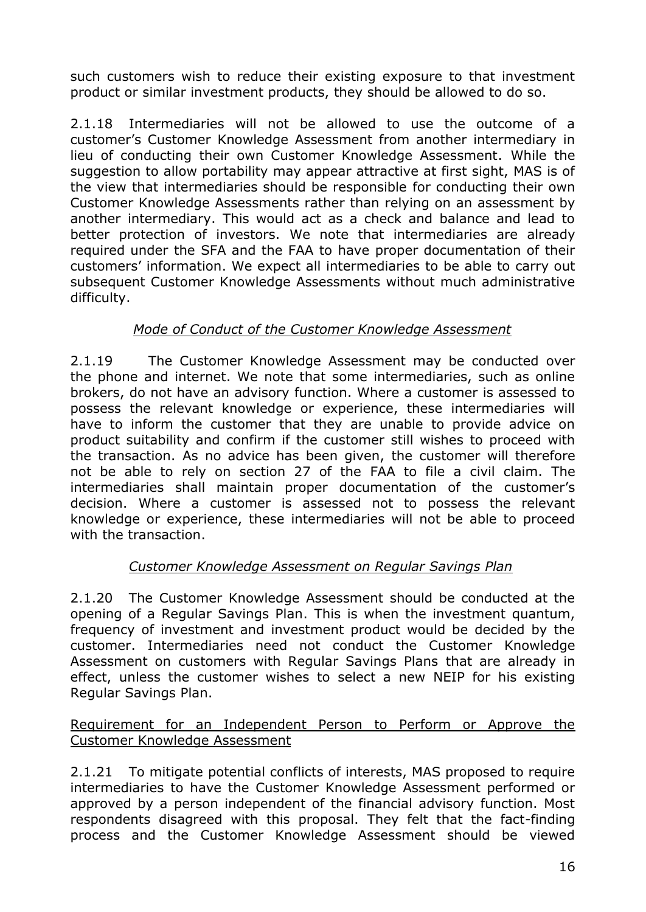such customers wish to reduce their existing exposure to that investment product or similar investment products, they should be allowed to do so.

2.1.18 Intermediaries will not be allowed to use the outcome of a customer's Customer Knowledge Assessment from another intermediary in lieu of conducting their own Customer Knowledge Assessment. While the suggestion to allow portability may appear attractive at first sight, MAS is of the view that intermediaries should be responsible for conducting their own Customer Knowledge Assessments rather than relying on an assessment by another intermediary. This would act as a check and balance and lead to better protection of investors. We note that intermediaries are already required under the SFA and the FAA to have proper documentation of their customers' information. We expect all intermediaries to be able to carry out subsequent Customer Knowledge Assessments without much administrative difficulty.

*Mode of Conduct of the Customer Knowledge Assessment*

2.1.19 The Customer Knowledge Assessment may be conducted over the phone and internet. We note that some intermediaries, such as online brokers, do not have an advisory function. Where a customer is assessed to possess the relevant knowledge or experience, these intermediaries will have to inform the customer that they are unable to provide advice on product suitability and confirm if the customer still wishes to proceed with the transaction. As no advice has been given, the customer will therefore not be able to rely on section 27 of the FAA to file a civil claim. The intermediaries shall maintain proper documentation of the customer's decision. Where a customer is assessed not to possess the relevant knowledge or experience, these intermediaries will not be able to proceed with the transaction.

*Customer Knowledge Assessment on Regular Savings Plan*

2.1.20 The Customer Knowledge Assessment should be conducted at the opening of a Regular Savings Plan. This is when the investment quantum, frequency of investment and investment product would be decided by the customer. Intermediaries need not conduct the Customer Knowledge Assessment on customers with Regular Savings Plans that are already in effect, unless the customer wishes to select a new NEIP for his existing Regular Savings Plan.

<u>Requirement for an Independent Person to Perform or Approve the Customer Knowledge Assessment</u>

2.1.21 To mitigate potential conflicts of interests, MAS proposed to require intermediaries to have the Customer Knowledge Assessment performed or approved by a person independent of the financial advisory function. Most respondents disagreed with this proposal. They felt that the fact-finding process and the Customer Knowledge Assessment should be viewed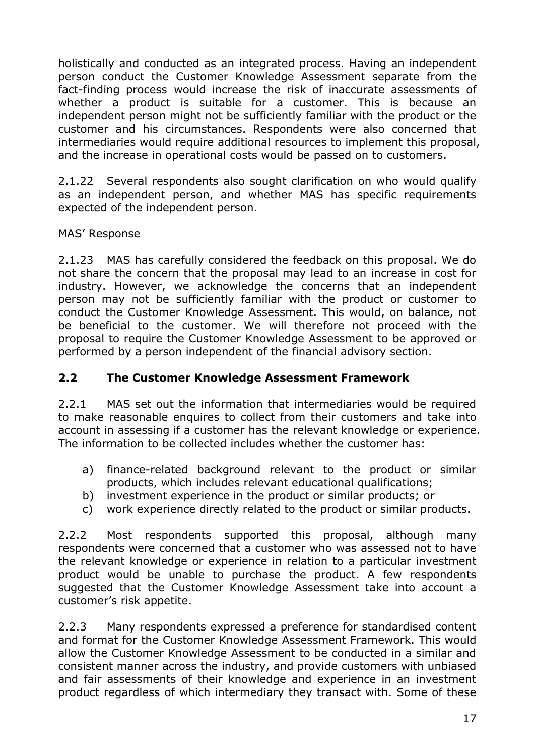holistically and conducted as an integrated process. Having an independent person conduct the Customer Knowledge Assessment separate from the fact-finding process would increase the risk of inaccurate assessments of whether a product is suitable for a customer. This is because an independent person might not be sufficiently familiar with the product or the customer and his circumstances. Respondents were also concerned that intermediaries would require additional resources to implement this proposal, and the increase in operational costs would be passed on to customers.

2.1.22 Several respondents also sought clarification on who would qualify as an independent person, and whether MAS has specific requirements expected of the independent person.

MAS' Response

2.1.23 MAS has carefully considered the feedback on this proposal. We do not share the concern that the proposal may lead to an increase in cost for industry. However, we acknowledge the concerns that an independent person may not be sufficiently familiar with the product or customer to conduct the Customer Knowledge Assessment. This would, on balance, not be beneficial to the customer. We will therefore not proceed with the proposal to require the Customer Knowledge Assessment to be approved or performed by a person independent of the financial advisory section.

## 2.2 The Customer Knowledge Assessment Framework

2.2.1 MAS set out the information that intermediaries would be required to make reasonable enquires to collect from their customers and take into account in assessing if a customer has the relevant knowledge or experience. The information to be collected includes whether the customer has:

a) finance-related background relevant to the product or similar products, which includes relevant educational qualifications;
b) investment experience in the product or similar products; or
c) work experience directly related to the product or similar products.

2.2.2 Most respondents supported this proposal, although many respondents were concerned that a customer who was assessed not to have the relevant knowledge or experience in relation to a particular investment product would be unable to purchase the product. A few respondents suggested that the Customer Knowledge Assessment take into account a customer's risk appetite.

2.2.3 Many respondents expressed a preference for standardised content and format for the Customer Knowledge Assessment Framework. This would allow the Customer Knowledge Assessment to be conducted in a similar and consistent manner across the industry, and provide customers with unbiased and fair assessments of their knowledge and experience in an investment product regardless of which intermediary they transact with. Some of these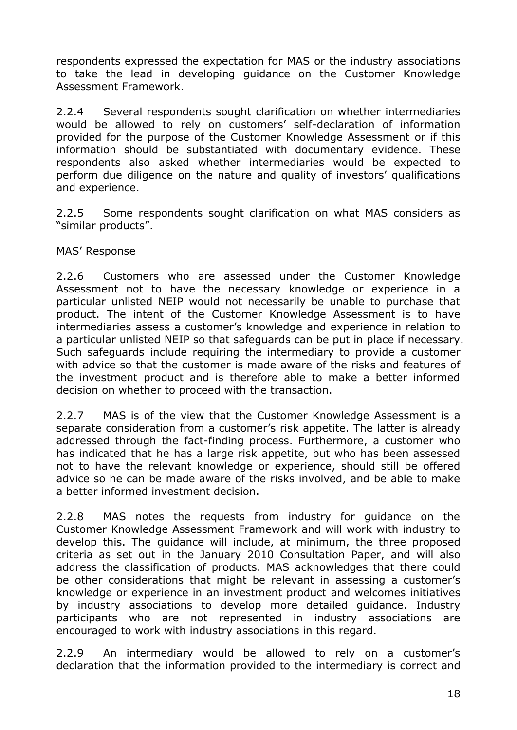respondents expressed the expectation for MAS or the industry associations to take the lead in developing guidance on the Customer Knowledge Assessment Framework.

2.2.4 Several respondents sought clarification on whether intermediaries would be allowed to rely on customers' self-declaration of information provided for the purpose of the Customer Knowledge Assessment or if this information should be substantiated with documentary evidence. These respondents also asked whether intermediaries would be expected to perform due diligence on the nature and quality of investors' qualifications and experience.

2.2.5 Some respondents sought clarification on what MAS considers as "similar products".

<u>MAS' Response</u>

2.2.6 Customers who are assessed under the Customer Knowledge Assessment not to have the necessary knowledge or experience in a particular unlisted NEIP would not necessarily be unable to purchase that product. The intent of the Customer Knowledge Assessment is to have intermediaries assess a customer's knowledge and experience in relation to a particular unlisted NEIP so that safeguards can be put in place if necessary. Such safeguards include requiring the intermediary to provide a customer with advice so that the customer is made aware of the risks and features of the investment product and is therefore able to make a better informed decision on whether to proceed with the transaction.

2.2.7 MAS is of the view that the Customer Knowledge Assessment is a separate consideration from a customer's risk appetite. The latter is already addressed through the fact-finding process. Furthermore, a customer who has indicated that he has a large risk appetite, but who has been assessed not to have the relevant knowledge or experience, should still be offered advice so he can be made aware of the risks involved, and be able to make a better informed investment decision.

2.2.8 MAS notes the requests from industry for guidance on the Customer Knowledge Assessment Framework and will work with industry to develop this. The guidance will include, at minimum, the three proposed criteria as set out in the January 2010 Consultation Paper, and will also address the classification of products. MAS acknowledges that there could be other considerations that might be relevant in assessing a customer's knowledge or experience in an investment product and welcomes initiatives by industry associations to develop more detailed guidance. Industry participants who are not represented in industry associations are encouraged to work with industry associations in this regard.

2.2.9 An intermediary would be allowed to rely on a customer's declaration that the information provided to the intermediary is correct and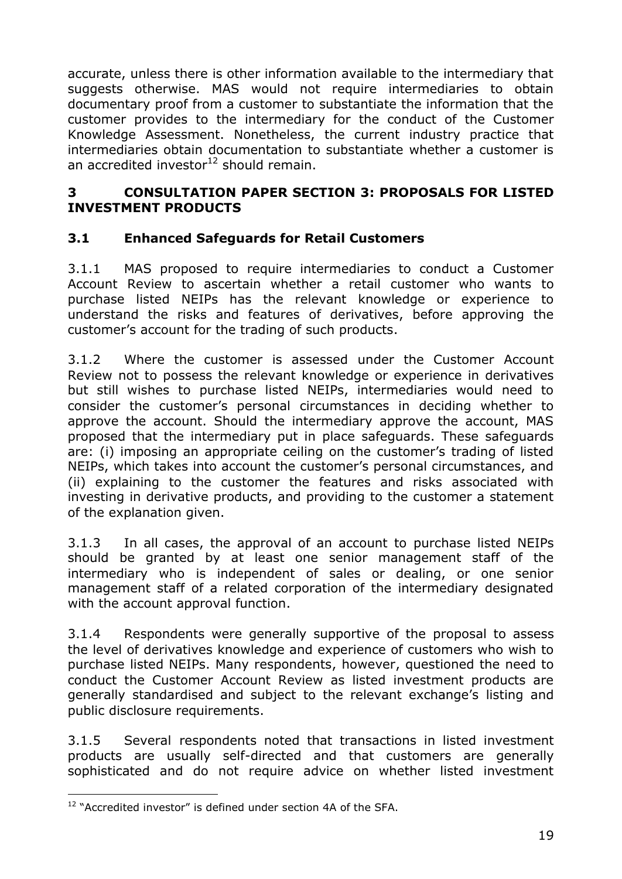accurate, unless there is other information available to the intermediary that suggests otherwise. MAS would not require intermediaries to obtain documentary proof from a customer to substantiate the information that the customer provides to the intermediary for the conduct of the Customer Knowledge Assessment. Nonetheless, the current industry practice that intermediaries obtain documentation to substantiate whether a customer is an accredited investor[12] should remain.

## 3 CONSULTATION PAPER SECTION 3: PROPOSALS FOR LISTED INVESTMENT PRODUCTS

### 3.1 Enhanced Safeguards for Retail Customers

3.1.1 MAS proposed to require intermediaries to conduct a Customer Account Review to ascertain whether a retail customer who wants to purchase listed NEIPs has the relevant knowledge or experience to understand the risks and features of derivatives, before approving the customer's account for the trading of such products.

3.1.2 Where the customer is assessed under the Customer Account Review not to possess the relevant knowledge or experience in derivatives but still wishes to purchase listed NEIPs, intermediaries would need to consider the customer's personal circumstances in deciding whether to approve the account. Should the intermediary approve the account, MAS proposed that the intermediary put in place safeguards. These safeguards are: (i) imposing an appropriate ceiling on the customer's trading of listed NEIPs, which takes into account the customer's personal circumstances, and (ii) explaining to the customer the features and risks associated with investing in derivative products, and providing to the customer a statement of the explanation given.

3.1.3 In all cases, the approval of an account to purchase listed NEIPs should be granted by at least one senior management staff of the intermediary who is independent of sales or dealing, or one senior management staff of a related corporation of the intermediary designated with the account approval function.

3.1.4 Respondents were generally supportive of the proposal to assess the level of derivatives knowledge and experience of customers who wish to purchase listed NEIPs. Many respondents, however, questioned the need to conduct the Customer Account Review as listed investment products are generally standardised and subject to the relevant exchange's listing and public disclosure requirements.

3.1.5 Several respondents noted that transactions in listed investment products are usually self-directed and that customers are generally sophisticated and do not require advice on whether listed investment

[12] "Accredited investor" is defined under section 4A of the SFA.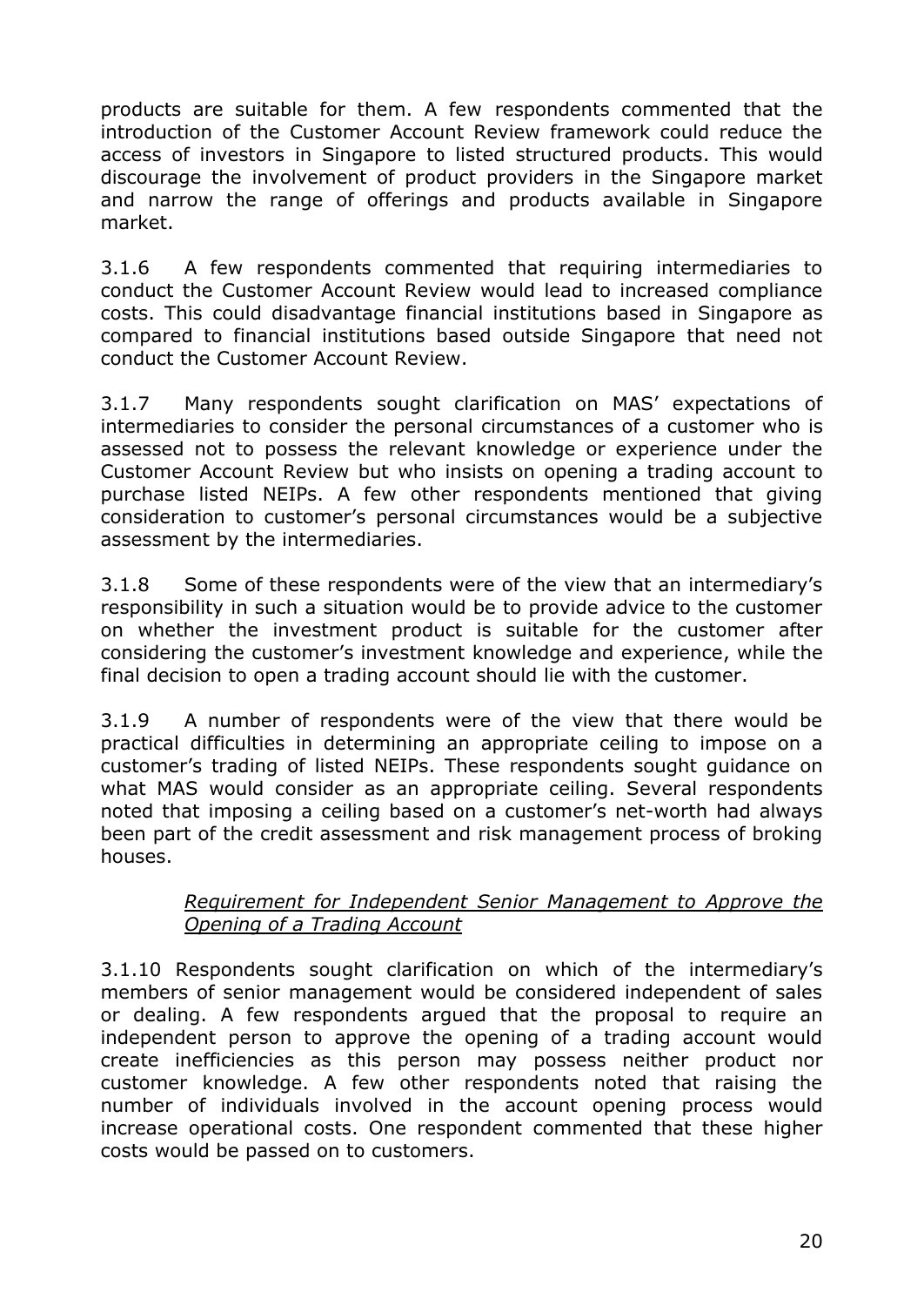products are suitable for them. A few respondents commented that the introduction of the Customer Account Review framework could reduce the access of investors in Singapore to listed structured products. This would discourage the involvement of product providers in the Singapore market and narrow the range of offerings and products available in Singapore market.

3.1.6 A few respondents commented that requiring intermediaries to conduct the Customer Account Review would lead to increased compliance costs. This could disadvantage financial institutions based in Singapore as compared to financial institutions based outside Singapore that need not conduct the Customer Account Review.

3.1.7 Many respondents sought clarification on MAS' expectations of intermediaries to consider the personal circumstances of a customer who is assessed not to possess the relevant knowledge or experience under the Customer Account Review but who insists on opening a trading account to purchase listed NEIPs. A few other respondents mentioned that giving consideration to customer's personal circumstances would be a subjective assessment by the intermediaries.

3.1.8 Some of these respondents were of the view that an intermediary's responsibility in such a situation would be to provide advice to the customer on whether the investment product is suitable for the customer after considering the customer's investment knowledge and experience, while the final decision to open a trading account should lie with the customer.

3.1.9 A number of respondents were of the view that there would be practical difficulties in determining an appropriate ceiling to impose on a customer's trading of listed NEIPs. These respondents sought guidance on what MAS would consider as an appropriate ceiling. Several respondents noted that imposing a ceiling based on a customer's net-worth had always been part of the credit assessment and risk management process of broking houses.

*Requirement for Independent Senior Management to Approve the Opening of a Trading Account*

3.1.10 Respondents sought clarification on which of the intermediary's members of senior management would be considered independent of sales or dealing. A few respondents argued that the proposal to require an independent person to approve the opening of a trading account would create inefficiencies as this person may possess neither product nor customer knowledge. A few other respondents noted that raising the number of individuals involved in the account opening process would increase operational costs. One respondent commented that these higher costs would be passed on to customers.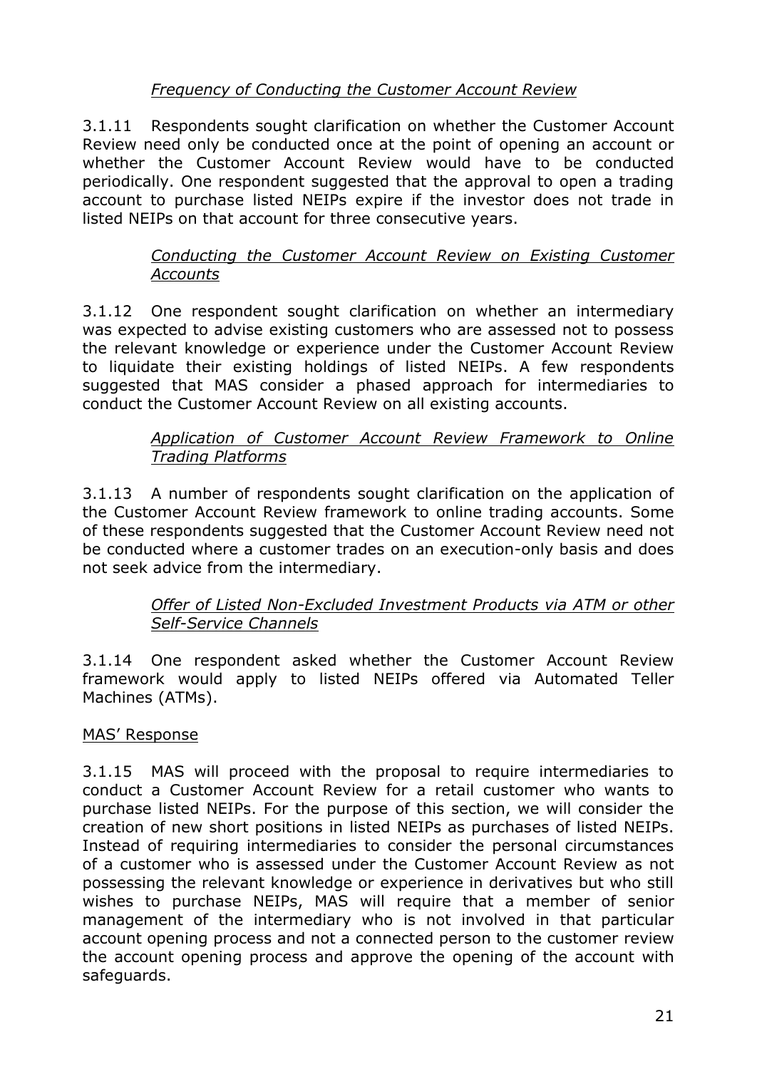*<u>Frequency of Conducting the Customer Account Review</u>*

3.1.11 Respondents sought clarification on whether the Customer Account Review need only be conducted once at the point of opening an account or whether the Customer Account Review would have to be conducted periodically. One respondent suggested that the approval to open a trading account to purchase listed NEIPs expire if the investor does not trade in listed NEIPs on that account for three consecutive years.

*<u>Conducting the Customer Account Review on Existing Customer Accounts</u>*

3.1.12 One respondent sought clarification on whether an intermediary was expected to advise existing customers who are assessed not to possess the relevant knowledge or experience under the Customer Account Review to liquidate their existing holdings of listed NEIPs. A few respondents suggested that MAS consider a phased approach for intermediaries to conduct the Customer Account Review on all existing accounts.

*<u>Application of Customer Account Review Framework to Online Trading Platforms</u>*

3.1.13 A number of respondents sought clarification on the application of the Customer Account Review framework to online trading accounts. Some of these respondents suggested that the Customer Account Review need not be conducted where a customer trades on an execution-only basis and does not seek advice from the intermediary.

*<u>Offer of Listed Non-Excluded Investment Products via ATM or other Self-Service Channels</u>*

3.1.14 One respondent asked whether the Customer Account Review framework would apply to listed NEIPs offered via Automated Teller Machines (ATMs).

<u>MAS' Response</u>

3.1.15 MAS will proceed with the proposal to require intermediaries to conduct a Customer Account Review for a retail customer who wants to purchase listed NEIPs. For the purpose of this section, we will consider the creation of new short positions in listed NEIPs as purchases of listed NEIPs. Instead of requiring intermediaries to consider the personal circumstances of a customer who is assessed under the Customer Account Review as not possessing the relevant knowledge or experience in derivatives but who still wishes to purchase NEIPs, MAS will require that a member of senior management of the intermediary who is not involved in that particular account opening process and not a connected person to the customer review the account opening process and approve the opening of the account with safeguards.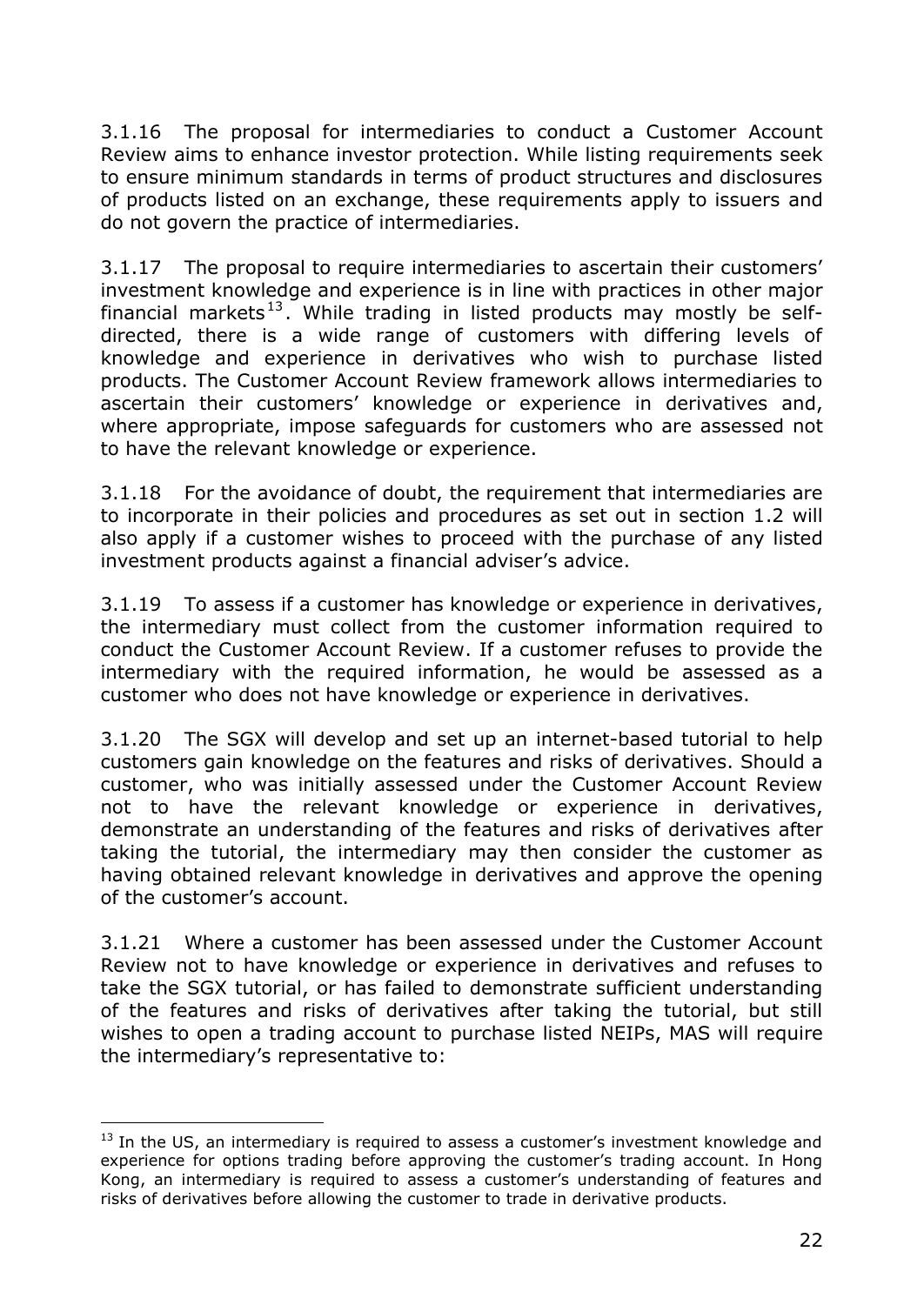3.1.16 The proposal for intermediaries to conduct a Customer Account Review aims to enhance investor protection. While listing requirements seek to ensure minimum standards in terms of product structures and disclosures of products listed on an exchange, these requirements apply to issuers and do not govern the practice of intermediaries.

3.1.17 The proposal to require intermediaries to ascertain their customers' investment knowledge and experience is in line with practices in other major financial markets[13]. While trading in listed products may mostly be self-directed, there is a wide range of customers with differing levels of knowledge and experience in derivatives who wish to purchase listed products. The Customer Account Review framework allows intermediaries to ascertain their customers' knowledge or experience in derivatives and, where appropriate, impose safeguards for customers who are assessed not to have the relevant knowledge or experience.

3.1.18 For the avoidance of doubt, the requirement that intermediaries are to incorporate in their policies and procedures as set out in section 1.2 will also apply if a customer wishes to proceed with the purchase of any listed investment products against a financial adviser's advice.

3.1.19 To assess if a customer has knowledge or experience in derivatives, the intermediary must collect from the customer information required to conduct the Customer Account Review. If a customer refuses to provide the intermediary with the required information, he would be assessed as a customer who does not have knowledge or experience in derivatives.

3.1.20 The SGX will develop and set up an internet-based tutorial to help customers gain knowledge on the features and risks of derivatives. Should a customer, who was initially assessed under the Customer Account Review not to have the relevant knowledge or experience in derivatives, demonstrate an understanding of the features and risks of derivatives after taking the tutorial, the intermediary may then consider the customer as having obtained relevant knowledge in derivatives and approve the opening of the customer's account.

3.1.21 Where a customer has been assessed under the Customer Account Review not to have knowledge or experience in derivatives and refuses to take the SGX tutorial, or has failed to demonstrate sufficient understanding of the features and risks of derivatives after taking the tutorial, but still wishes to open a trading account to purchase listed NEIPs, MAS will require the intermediary's representative to:

---

[13] In the US, an intermediary is required to assess a customer's investment knowledge and experience for options trading before approving the customer's trading account. In Hong Kong, an intermediary is required to assess a customer's understanding of features and risks of derivatives before allowing the customer to trade in derivative products.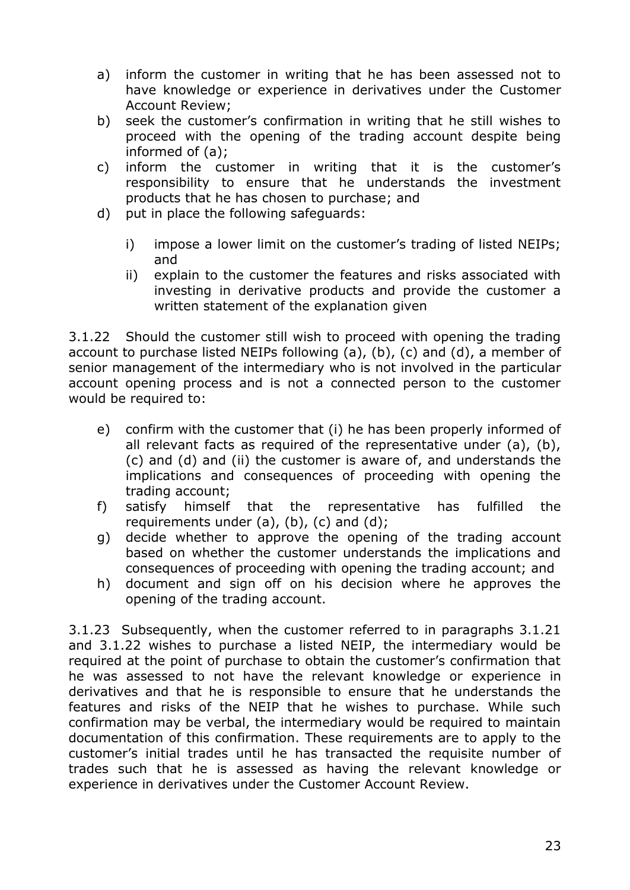a) inform the customer in writing that he has been assessed not to have knowledge or experience in derivatives under the Customer Account Review;
b) seek the customer's confirmation in writing that he still wishes to proceed with the opening of the trading account despite being informed of (a);
c) inform the customer in writing that it is the customer's responsibility to ensure that he understands the investment products that he has chosen to purchase; and
d) put in place the following safeguards:

    i) impose a lower limit on the customer's trading of listed NEIPs; and
    ii) explain to the customer the features and risks associated with investing in derivative products and provide the customer a written statement of the explanation given

3.1.22 Should the customer still wish to proceed with opening the trading account to purchase listed NEIPs following (a), (b), (c) and (d), a member of senior management of the intermediary who is not involved in the particular account opening process and is not a connected person to the customer would be required to:

e) confirm with the customer that (i) he has been properly informed of all relevant facts as required of the representative under (a), (b), (c) and (d) and (ii) the customer is aware of, and understands the implications and consequences of proceeding with opening the trading account;
f) satisfy himself that the representative has fulfilled the requirements under (a), (b), (c) and (d);
g) decide whether to approve the opening of the trading account based on whether the customer understands the implications and consequences of proceeding with opening the trading account; and
h) document and sign off on his decision where he approves the opening of the trading account.

3.1.23 Subsequently, when the customer referred to in paragraphs 3.1.21 and 3.1.22 wishes to purchase a listed NEIP, the intermediary would be required at the point of purchase to obtain the customer's confirmation that he was assessed to not have the relevant knowledge or experience in derivatives and that he is responsible to ensure that he understands the features and risks of the NEIP that he wishes to purchase. While such confirmation may be verbal, the intermediary would be required to maintain documentation of this confirmation. These requirements are to apply to the customer's initial trades until he has transacted the requisite number of trades such that he is assessed as having the relevant knowledge or experience in derivatives under the Customer Account Review.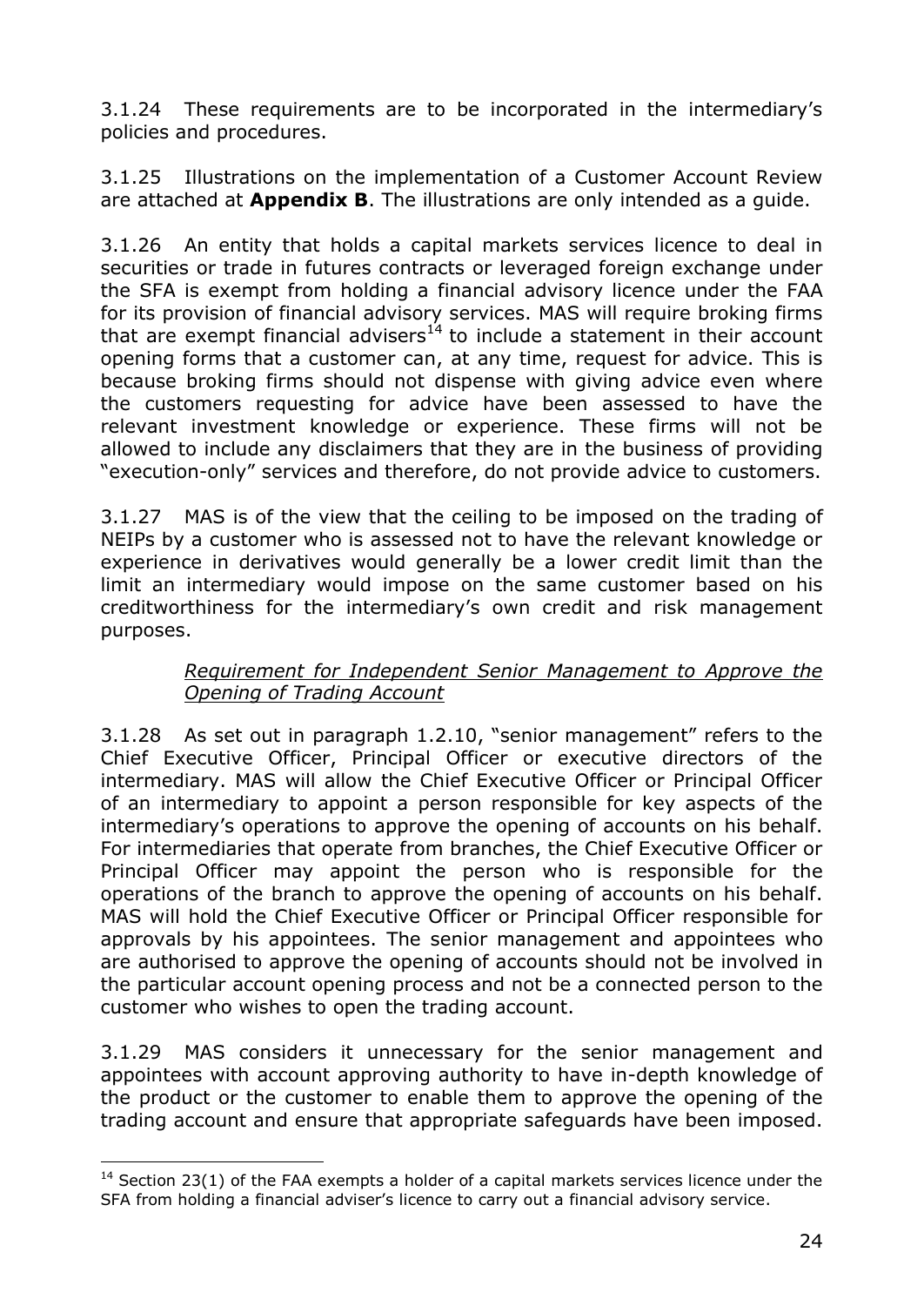3.1.24 These requirements are to be incorporated in the intermediary's policies and procedures.

3.1.25 Illustrations on the implementation of a Customer Account Review are attached at **Appendix B**. The illustrations are only intended as a guide.

3.1.26 An entity that holds a capital markets services licence to deal in securities or trade in futures contracts or leveraged foreign exchange under the SFA is exempt from holding a financial advisory licence under the FAA for its provision of financial advisory services. MAS will require broking firms that are exempt financial advisers[14] to include a statement in their account opening forms that a customer can, at any time, request for advice. This is because broking firms should not dispense with giving advice even where the customers requesting for advice have been assessed to have the relevant investment knowledge or experience. These firms will not be allowed to include any disclaimers that they are in the business of providing "execution-only" services and therefore, do not provide advice to customers.

3.1.27 MAS is of the view that the ceiling to be imposed on the trading of NEIPs by a customer who is assessed not to have the relevant knowledge or experience in derivatives would generally be a lower credit limit than the limit an intermediary would impose on the same customer based on his creditworthiness for the intermediary's own credit and risk management purposes.

*Requirement for Independent Senior Management to Approve the Opening of Trading Account*

3.1.28 As set out in paragraph 1.2.10, "senior management" refers to the Chief Executive Officer, Principal Officer or executive directors of the intermediary. MAS will allow the Chief Executive Officer or Principal Officer of an intermediary to appoint a person responsible for key aspects of the intermediary's operations to approve the opening of accounts on his behalf. For intermediaries that operate from branches, the Chief Executive Officer or Principal Officer may appoint the person who is responsible for the operations of the branch to approve the opening of accounts on his behalf. MAS will hold the Chief Executive Officer or Principal Officer responsible for approvals by his appointees. The senior management and appointees who are authorised to approve the opening of accounts should not be involved in the particular account opening process and not be a connected person to the customer who wishes to open the trading account.

3.1.29 MAS considers it unnecessary for the senior management and appointees with account approving authority to have in-depth knowledge of the product or the customer to enable them to approve the opening of the trading account and ensure that appropriate safeguards have been imposed.

---

[14] Section 23(1) of the FAA exempts a holder of a capital markets services licence under the SFA from holding a financial adviser's licence to carry out a financial advisory service.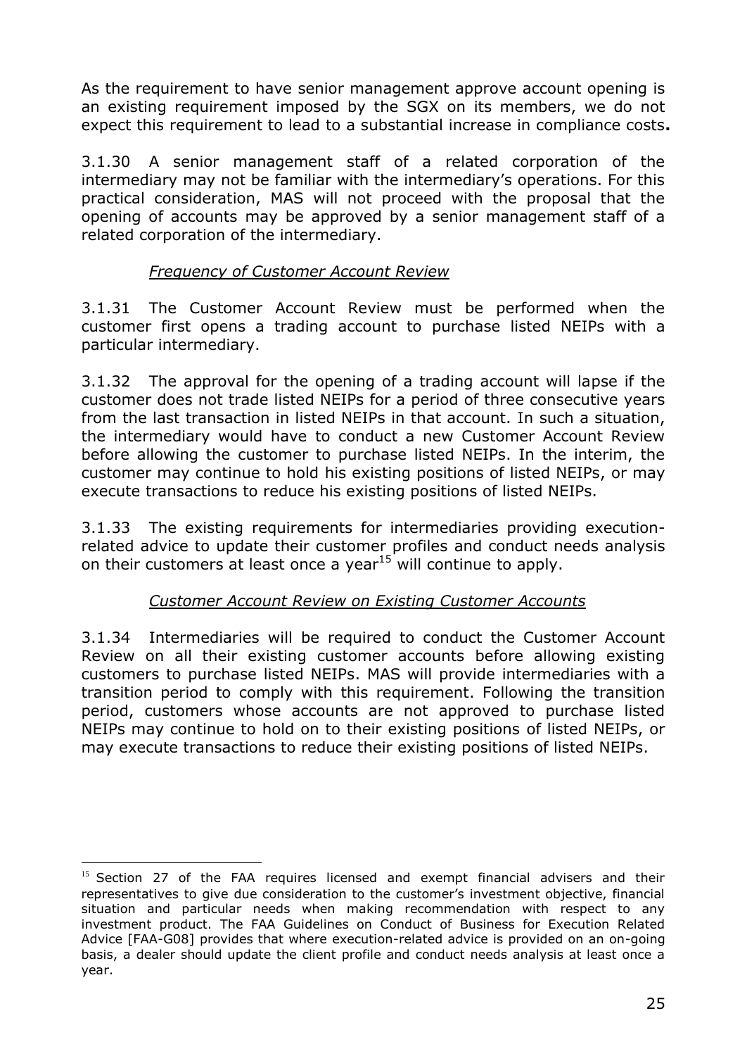As the requirement to have senior management approve account opening is an existing requirement imposed by the SGX on its members, we do not expect this requirement to lead to a substantial increase in compliance costs**.**

3.1.30 A senior management staff of a related corporation of the intermediary may not be familiar with the intermediary's operations. For this practical consideration, MAS will not proceed with the proposal that the opening of accounts may be approved by a senior management staff of a related corporation of the intermediary.

*Frequency of Customer Account Review*

3.1.31 The Customer Account Review must be performed when the customer first opens a trading account to purchase listed NEIPs with a particular intermediary.

3.1.32 The approval for the opening of a trading account will lapse if the customer does not trade listed NEIPs for a period of three consecutive years from the last transaction in listed NEIPs in that account. In such a situation, the intermediary would have to conduct a new Customer Account Review before allowing the customer to purchase listed NEIPs. In the interim, the customer may continue to hold his existing positions of listed NEIPs, or may execute transactions to reduce his existing positions of listed NEIPs.

3.1.33 The existing requirements for intermediaries providing execution-related advice to update their customer profiles and conduct needs analysis on their customers at least once a year[15] will continue to apply.

*Customer Account Review on Existing Customer Accounts*

3.1.34 Intermediaries will be required to conduct the Customer Account Review on all their existing customer accounts before allowing existing customers to purchase listed NEIPs. MAS will provide intermediaries with a transition period to comply with this requirement. Following the transition period, customers whose accounts are not approved to purchase listed NEIPs may continue to hold on to their existing positions of listed NEIPs, or may execute transactions to reduce their existing positions of listed NEIPs.

---

[15] Section 27 of the FAA requires licensed and exempt financial advisers and their representatives to give due consideration to the customer's investment objective, financial situation and particular needs when making recommendation with respect to any investment product. The FAA Guidelines on Conduct of Business for Execution Related Advice [FAA-G08] provides that where execution-related advice is provided on an on-going basis, a dealer should update the client profile and conduct needs analysis at least once a year.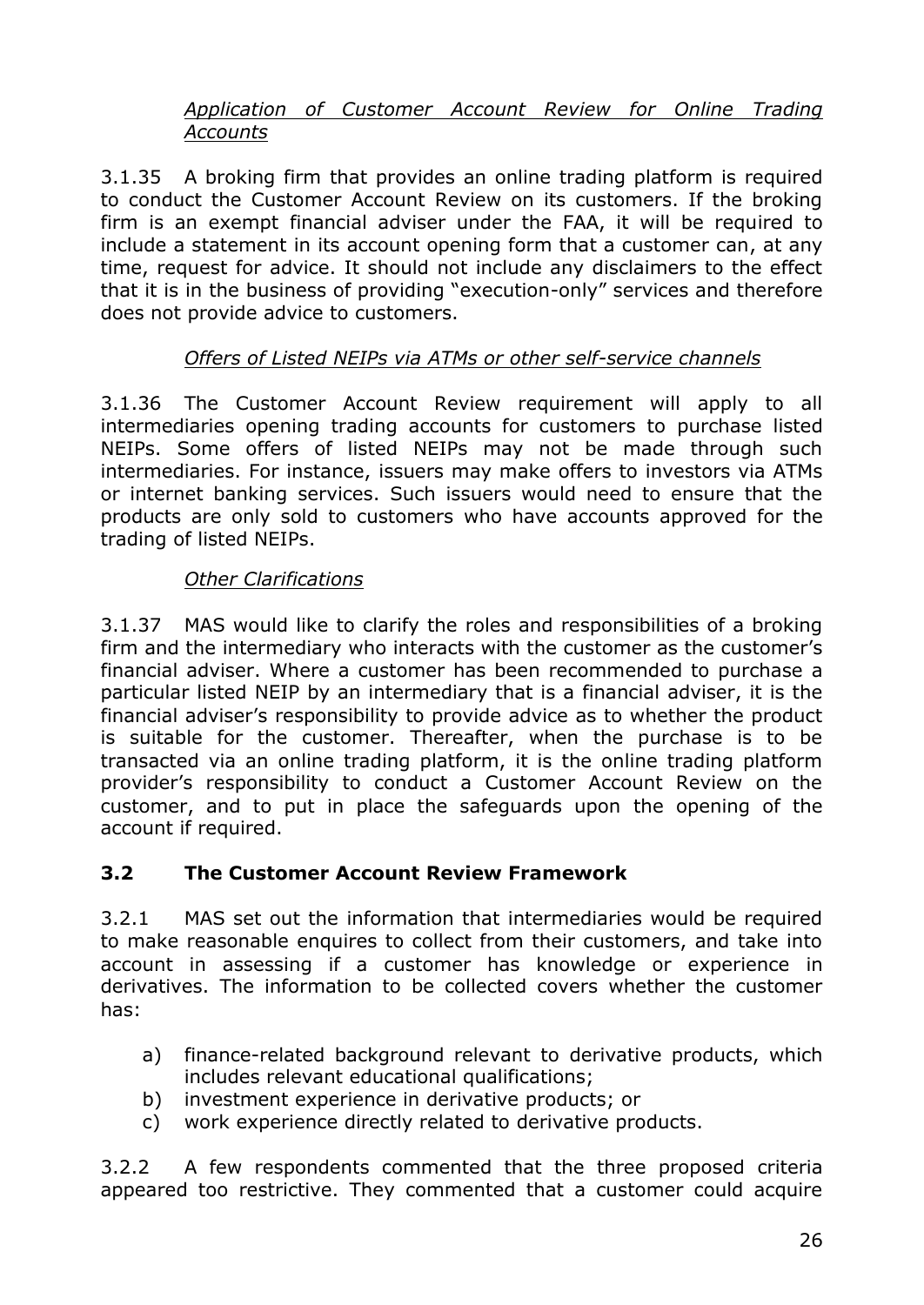*<u>Application of Customer Account Review for Online Trading Accounts</u>*

3.1.35 A broking firm that provides an online trading platform is required to conduct the Customer Account Review on its customers. If the broking firm is an exempt financial adviser under the FAA, it will be required to include a statement in its account opening form that a customer can, at any time, request for advice. It should not include any disclaimers to the effect that it is in the business of providing "execution-only" services and therefore does not provide advice to customers.

*<u>Offers of Listed NEIPs via ATMs or other self-service channels</u>*

3.1.36 The Customer Account Review requirement will apply to all intermediaries opening trading accounts for customers to purchase listed NEIPs. Some offers of listed NEIPs may not be made through such intermediaries. For instance, issuers may make offers to investors via ATMs or internet banking services. Such issuers would need to ensure that the products are only sold to customers who have accounts approved for the trading of listed NEIPs.

*<u>Other Clarifications</u>*

3.1.37 MAS would like to clarify the roles and responsibilities of a broking firm and the intermediary who interacts with the customer as the customer's financial adviser. Where a customer has been recommended to purchase a particular listed NEIP by an intermediary that is a financial adviser, it is the financial adviser's responsibility to provide advice as to whether the product is suitable for the customer. Thereafter, when the purchase is to be transacted via an online trading platform, it is the online trading platform provider's responsibility to conduct a Customer Account Review on the customer, and to put in place the safeguards upon the opening of the account if required.

## 3.2 The Customer Account Review Framework

3.2.1 MAS set out the information that intermediaries would be required to make reasonable enquires to collect from their customers, and take into account in assessing if a customer has knowledge or experience in derivatives. The information to be collected covers whether the customer has:

a) finance-related background relevant to derivative products, which includes relevant educational qualifications;
b) investment experience in derivative products; or
c) work experience directly related to derivative products.

3.2.2 A few respondents commented that the three proposed criteria appeared too restrictive. They commented that a customer could acquire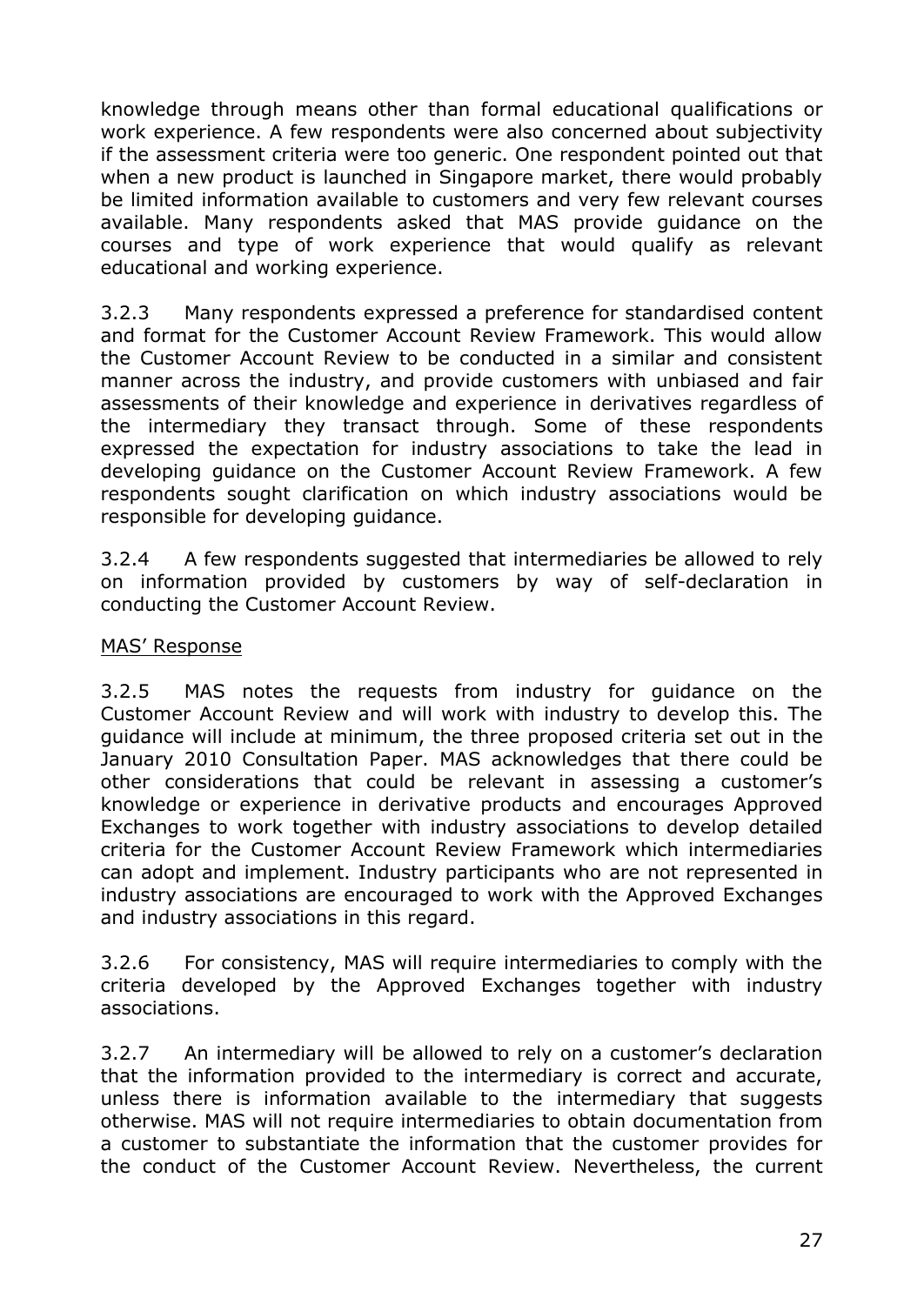knowledge through means other than formal educational qualifications or work experience. A few respondents were also concerned about subjectivity if the assessment criteria were too generic. One respondent pointed out that when a new product is launched in Singapore market, there would probably be limited information available to customers and very few relevant courses available. Many respondents asked that MAS provide guidance on the courses and type of work experience that would qualify as relevant educational and working experience.

3.2.3 Many respondents expressed a preference for standardised content and format for the Customer Account Review Framework. This would allow the Customer Account Review to be conducted in a similar and consistent manner across the industry, and provide customers with unbiased and fair assessments of their knowledge and experience in derivatives regardless of the intermediary they transact through. Some of these respondents expressed the expectation for industry associations to take the lead in developing guidance on the Customer Account Review Framework. A few respondents sought clarification on which industry associations would be responsible for developing guidance.

3.2.4 A few respondents suggested that intermediaries be allowed to rely on information provided by customers by way of self-declaration in conducting the Customer Account Review.

<u>MAS' Response</u>

3.2.5 MAS notes the requests from industry for guidance on the Customer Account Review and will work with industry to develop this. The guidance will include at minimum, the three proposed criteria set out in the January 2010 Consultation Paper. MAS acknowledges that there could be other considerations that could be relevant in assessing a customer's knowledge or experience in derivative products and encourages Approved Exchanges to work together with industry associations to develop detailed criteria for the Customer Account Review Framework which intermediaries can adopt and implement. Industry participants who are not represented in industry associations are encouraged to work with the Approved Exchanges and industry associations in this regard.

3.2.6 For consistency, MAS will require intermediaries to comply with the criteria developed by the Approved Exchanges together with industry associations.

3.2.7 An intermediary will be allowed to rely on a customer's declaration that the information provided to the intermediary is correct and accurate, unless there is information available to the intermediary that suggests otherwise. MAS will not require intermediaries to obtain documentation from a customer to substantiate the information that the customer provides for the conduct of the Customer Account Review. Nevertheless, the current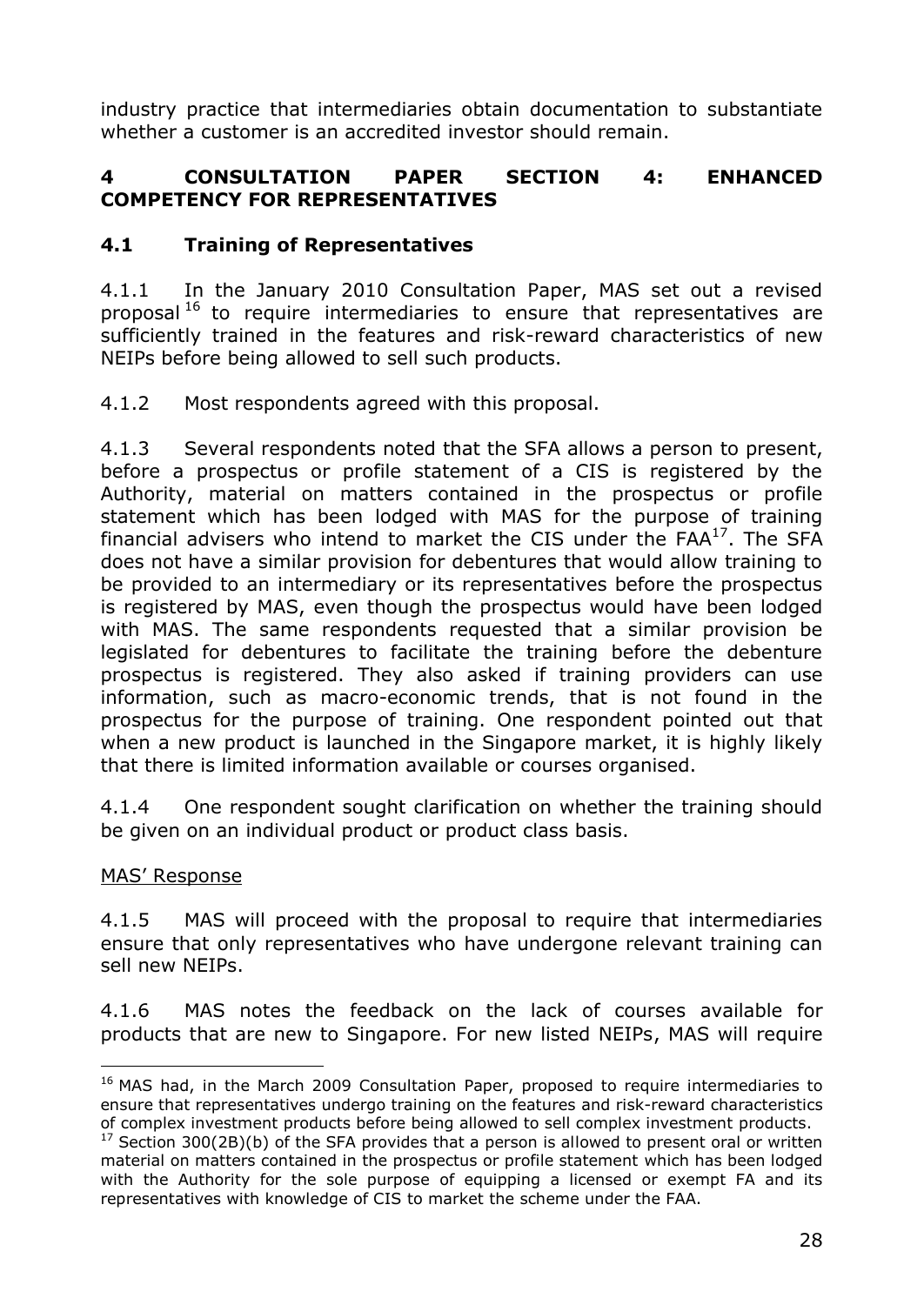industry practice that intermediaries obtain documentation to substantiate whether a customer is an accredited investor should remain.

## 4 CONSULTATION PAPER SECTION 4: ENHANCED COMPETENCY FOR REPRESENTATIVES

### 4.1 Training of Representatives

4.1.1 In the January 2010 Consultation Paper, MAS set out a revised proposal[16] to require intermediaries to ensure that representatives are sufficiently trained in the features and risk-reward characteristics of new NEIPs before being allowed to sell such products.

4.1.2 Most respondents agreed with this proposal.

4.1.3 Several respondents noted that the SFA allows a person to present, before a prospectus or profile statement of a CIS is registered by the Authority, material on matters contained in the prospectus or profile statement which has been lodged with MAS for the purpose of training financial advisers who intend to market the CIS under the FAA[17]. The SFA does not have a similar provision for debentures that would allow training to be provided to an intermediary or its representatives before the prospectus is registered by MAS, even though the prospectus would have been lodged with MAS. The same respondents requested that a similar provision be legislated for debentures to facilitate the training before the debenture prospectus is registered. They also asked if training providers can use information, such as macro-economic trends, that is not found in the prospectus for the purpose of training. One respondent pointed out that when a new product is launched in the Singapore market, it is highly likely that there is limited information available or courses organised.

4.1.4 One respondent sought clarification on whether the training should be given on an individual product or product class basis.

<u>MAS' Response</u>

4.1.5 MAS will proceed with the proposal to require that intermediaries ensure that only representatives who have undergone relevant training can sell new NEIPs.

4.1.6 MAS notes the feedback on the lack of courses available for products that are new to Singapore. For new listed NEIPs, MAS will require

---

[16] MAS had, in the March 2009 Consultation Paper, proposed to require intermediaries to ensure that representatives undergo training on the features and risk-reward characteristics of complex investment products before being allowed to sell complex investment products.

[17] Section 300(2B)(b) of the SFA provides that a person is allowed to present oral or written material on matters contained in the prospectus or profile statement which has been lodged with the Authority for the sole purpose of equipping a licensed or exempt FA and its representatives with knowledge of CIS to market the scheme under the FAA.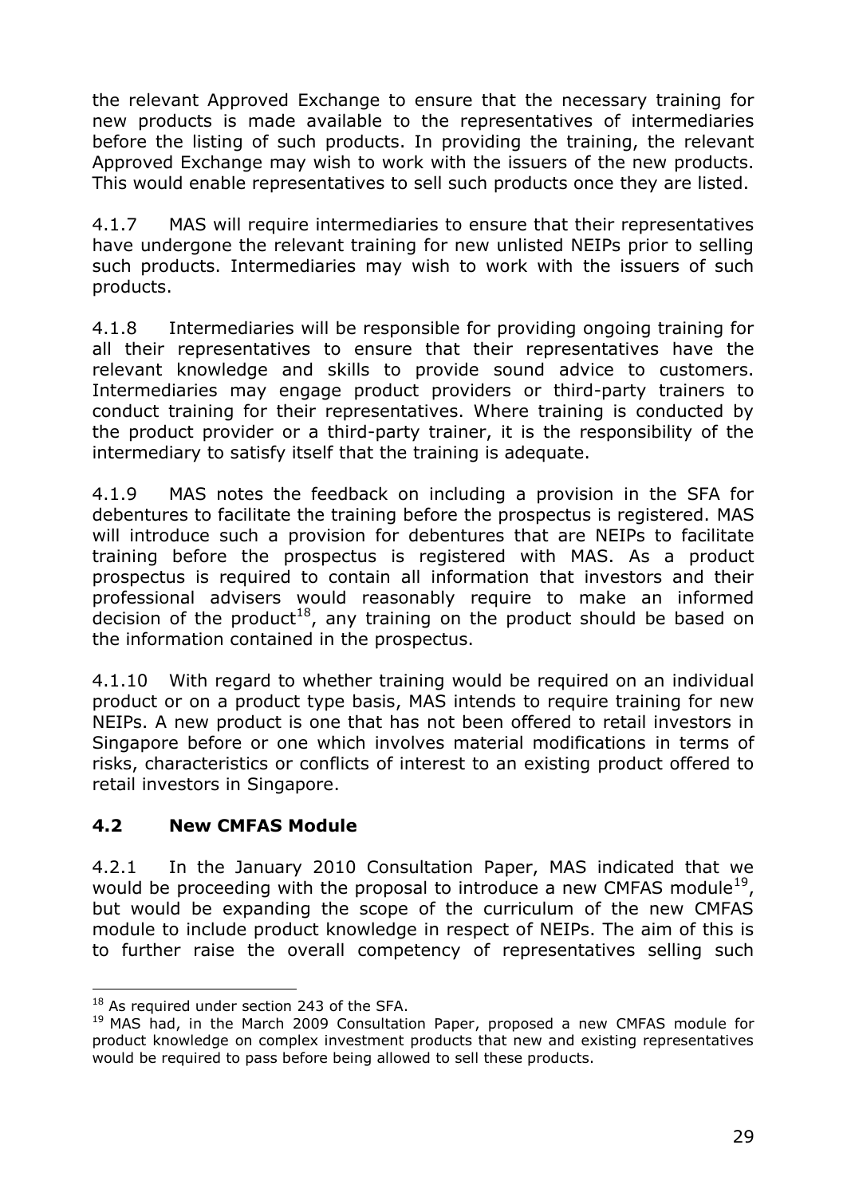the relevant Approved Exchange to ensure that the necessary training for new products is made available to the representatives of intermediaries before the listing of such products. In providing the training, the relevant Approved Exchange may wish to work with the issuers of the new products. This would enable representatives to sell such products once they are listed.

4.1.7 MAS will require intermediaries to ensure that their representatives have undergone the relevant training for new unlisted NEIPs prior to selling such products. Intermediaries may wish to work with the issuers of such products.

4.1.8 Intermediaries will be responsible for providing ongoing training for all their representatives to ensure that their representatives have the relevant knowledge and skills to provide sound advice to customers. Intermediaries may engage product providers or third-party trainers to conduct training for their representatives. Where training is conducted by the product provider or a third-party trainer, it is the responsibility of the intermediary to satisfy itself that the training is adequate.

4.1.9 MAS notes the feedback on including a provision in the SFA for debentures to facilitate the training before the prospectus is registered. MAS will introduce such a provision for debentures that are NEIPs to facilitate training before the prospectus is registered with MAS. As a product prospectus is required to contain all information that investors and their professional advisers would reasonably require to make an informed decision of the product[18], any training on the product should be based on the information contained in the prospectus.

4.1.10 With regard to whether training would be required on an individual product or on a product type basis, MAS intends to require training for new NEIPs. A new product is one that has not been offered to retail investors in Singapore before or one which involves material modifications in terms of risks, characteristics or conflicts of interest to an existing product offered to retail investors in Singapore.

## 4.2 New CMFAS Module

4.2.1 In the January 2010 Consultation Paper, MAS indicated that we would be proceeding with the proposal to introduce a new CMFAS module[19], but would be expanding the scope of the curriculum of the new CMFAS module to include product knowledge in respect of NEIPs. The aim of this is to further raise the overall competency of representatives selling such

[18] As required under section 243 of the SFA.

[19] MAS had, in the March 2009 Consultation Paper, proposed a new CMFAS module for product knowledge on complex investment products that new and existing representatives would be required to pass before being allowed to sell these products.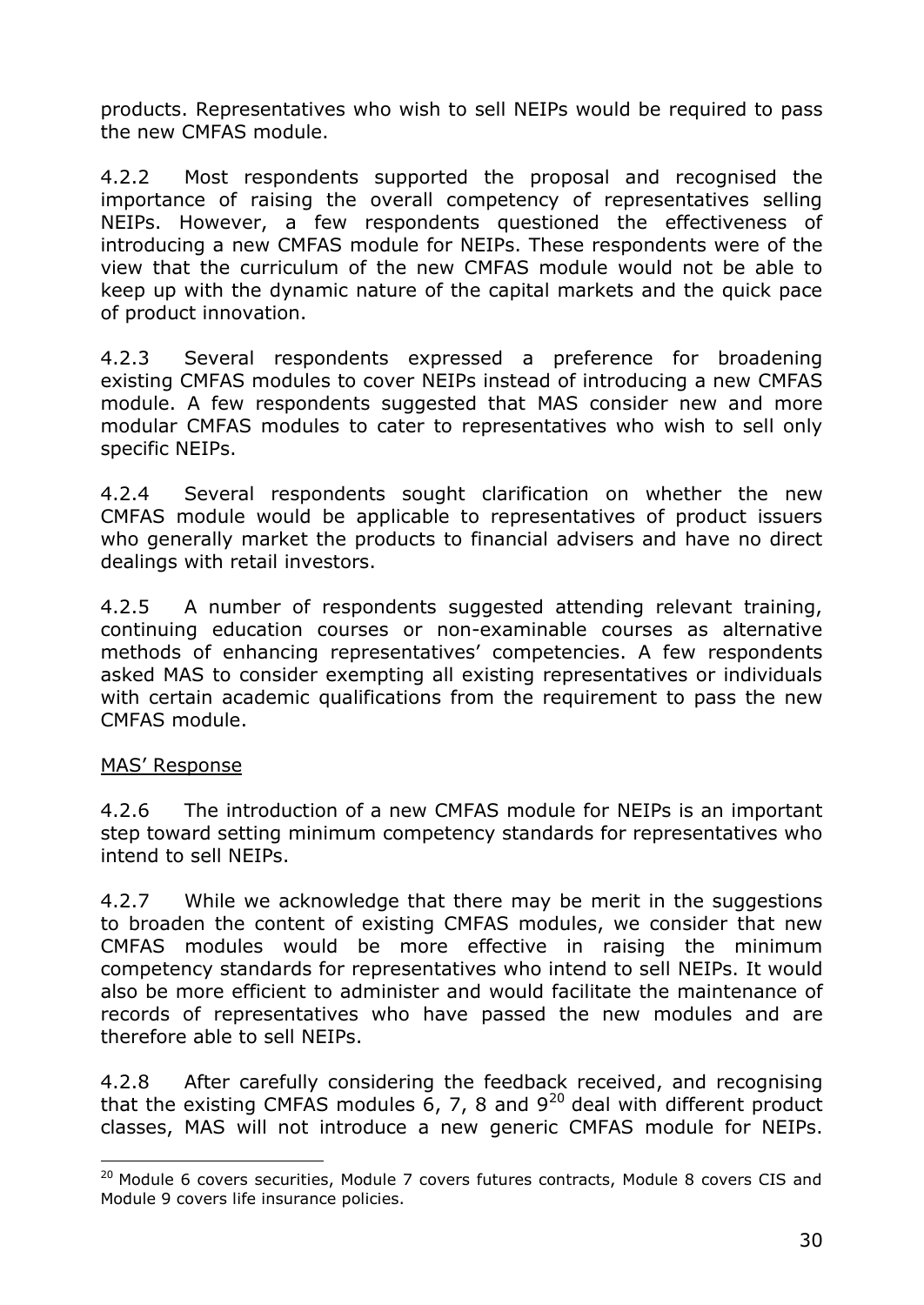products. Representatives who wish to sell NEIPs would be required to pass the new CMFAS module.

4.2.2 Most respondents supported the proposal and recognised the importance of raising the overall competency of representatives selling NEIPs. However, a few respondents questioned the effectiveness of introducing a new CMFAS module for NEIPs. These respondents were of the view that the curriculum of the new CMFAS module would not be able to keep up with the dynamic nature of the capital markets and the quick pace of product innovation.

4.2.3 Several respondents expressed a preference for broadening existing CMFAS modules to cover NEIPs instead of introducing a new CMFAS module. A few respondents suggested that MAS consider new and more modular CMFAS modules to cater to representatives who wish to sell only specific NEIPs.

4.2.4 Several respondents sought clarification on whether the new CMFAS module would be applicable to representatives of product issuers who generally market the products to financial advisers and have no direct dealings with retail investors.

4.2.5 A number of respondents suggested attending relevant training, continuing education courses or non-examinable courses as alternative methods of enhancing representatives' competencies. A few respondents asked MAS to consider exempting all existing representatives or individuals with certain academic qualifications from the requirement to pass the new CMFAS module.

<u>MAS' Response</u>

4.2.6 The introduction of a new CMFAS module for NEIPs is an important step toward setting minimum competency standards for representatives who intend to sell NEIPs.

4.2.7 While we acknowledge that there may be merit in the suggestions to broaden the content of existing CMFAS modules, we consider that new CMFAS modules would be more effective in raising the minimum competency standards for representatives who intend to sell NEIPs. It would also be more efficient to administer and would facilitate the maintenance of records of representatives who have passed the new modules and are therefore able to sell NEIPs.

4.2.8 After carefully considering the feedback received, and recognising that the existing CMFAS modules 6, 7, 8 and 9[20] deal with different product classes, MAS will not introduce a new generic CMFAS module for NEIPs.

[20] Module 6 covers securities, Module 7 covers futures contracts, Module 8 covers CIS and Module 9 covers life insurance policies.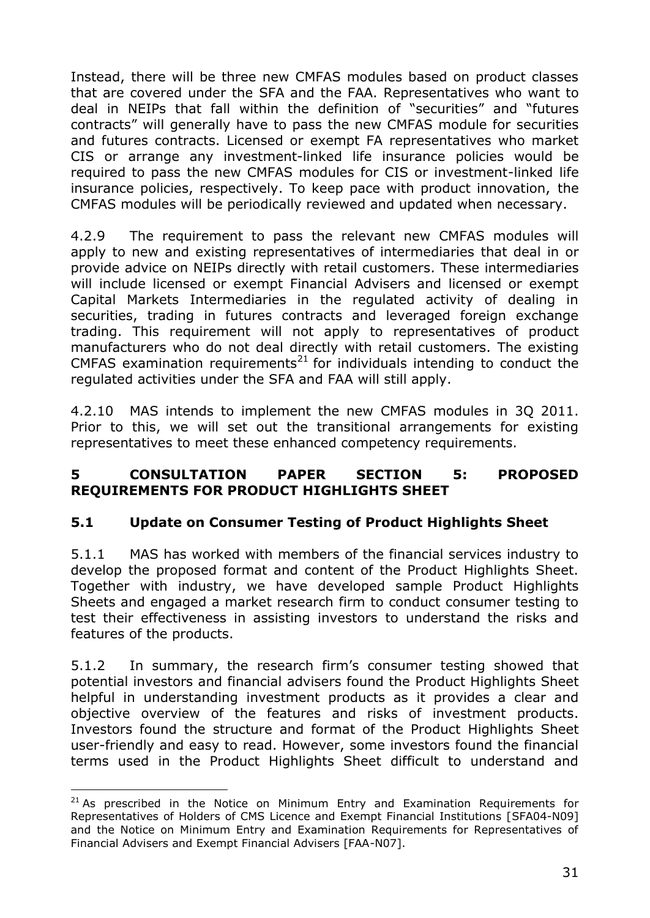Instead, there will be three new CMFAS modules based on product classes that are covered under the SFA and the FAA. Representatives who want to deal in NEIPs that fall within the definition of "securities" and "futures contracts" will generally have to pass the new CMFAS module for securities and futures contracts. Licensed or exempt FA representatives who market CIS or arrange any investment-linked life insurance policies would be required to pass the new CMFAS modules for CIS or investment-linked life insurance policies, respectively. To keep pace with product innovation, the CMFAS modules will be periodically reviewed and updated when necessary.

4.2.9 The requirement to pass the relevant new CMFAS modules will apply to new and existing representatives of intermediaries that deal in or provide advice on NEIPs directly with retail customers. These intermediaries will include licensed or exempt Financial Advisers and licensed or exempt Capital Markets Intermediaries in the regulated activity of dealing in securities, trading in futures contracts and leveraged foreign exchange trading. This requirement will not apply to representatives of product manufacturers who do not deal directly with retail customers. The existing CMFAS examination requirements[21] for individuals intending to conduct the regulated activities under the SFA and FAA will still apply.

4.2.10 MAS intends to implement the new CMFAS modules in 3Q 2011. Prior to this, we will set out the transitional arrangements for existing representatives to meet these enhanced competency requirements.

## 5 CONSULTATION PAPER SECTION 5: PROPOSED REQUIREMENTS FOR PRODUCT HIGHLIGHTS SHEET

### 5.1 Update on Consumer Testing of Product Highlights Sheet

5.1.1 MAS has worked with members of the financial services industry to develop the proposed format and content of the Product Highlights Sheet. Together with industry, we have developed sample Product Highlights Sheets and engaged a market research firm to conduct consumer testing to test their effectiveness in assisting investors to understand the risks and features of the products.

5.1.2 In summary, the research firm's consumer testing showed that potential investors and financial advisers found the Product Highlights Sheet helpful in understanding investment products as it provides a clear and objective overview of the features and risks of investment products. Investors found the structure and format of the Product Highlights Sheet user-friendly and easy to read. However, some investors found the financial terms used in the Product Highlights Sheet difficult to understand and

---

[21] As prescribed in the Notice on Minimum Entry and Examination Requirements for Representatives of Holders of CMS Licence and Exempt Financial Institutions [SFA04-N09] and the Notice on Minimum Entry and Examination Requirements for Representatives of Financial Advisers and Exempt Financial Advisers [FAA-N07].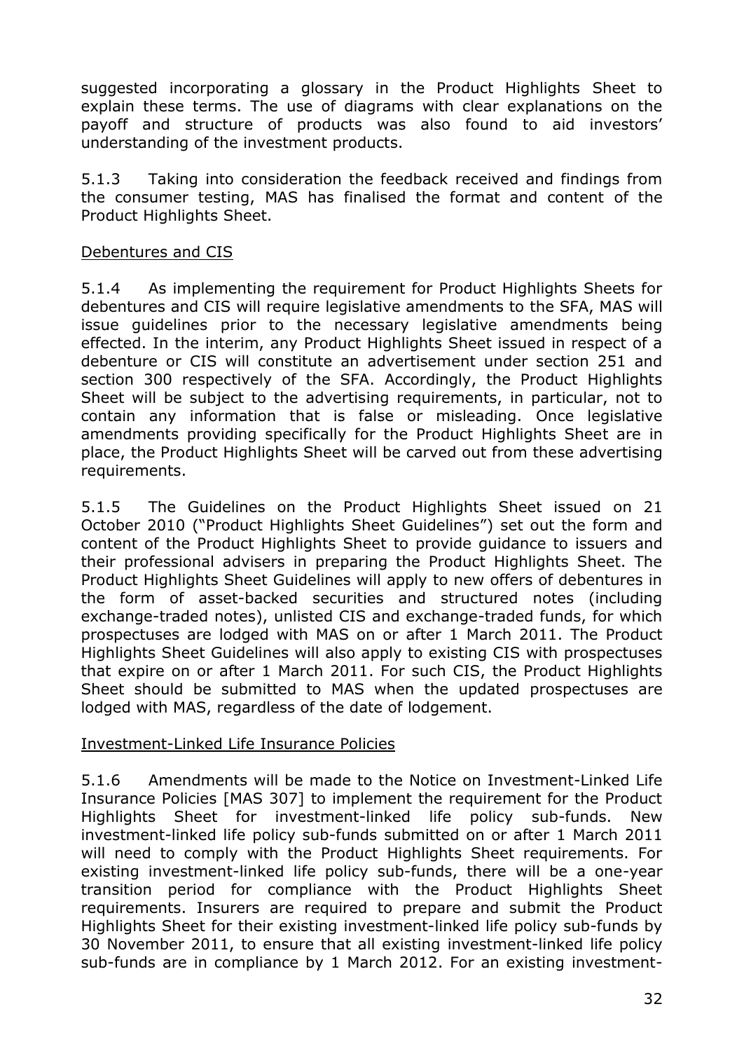suggested incorporating a glossary in the Product Highlights Sheet to explain these terms. The use of diagrams with clear explanations on the payoff and structure of products was also found to aid investors' understanding of the investment products.

5.1.3 Taking into consideration the feedback received and findings from the consumer testing, MAS has finalised the format and content of the Product Highlights Sheet.

Debentures and CIS

5.1.4 As implementing the requirement for Product Highlights Sheets for debentures and CIS will require legislative amendments to the SFA, MAS will issue guidelines prior to the necessary legislative amendments being effected. In the interim, any Product Highlights Sheet issued in respect of a debenture or CIS will constitute an advertisement under section 251 and section 300 respectively of the SFA. Accordingly, the Product Highlights Sheet will be subject to the advertising requirements, in particular, not to contain any information that is false or misleading. Once legislative amendments providing specifically for the Product Highlights Sheet are in place, the Product Highlights Sheet will be carved out from these advertising requirements.

5.1.5 The Guidelines on the Product Highlights Sheet issued on 21 October 2010 ("Product Highlights Sheet Guidelines") set out the form and content of the Product Highlights Sheet to provide guidance to issuers and their professional advisers in preparing the Product Highlights Sheet. The Product Highlights Sheet Guidelines will apply to new offers of debentures in the form of asset-backed securities and structured notes (including exchange-traded notes), unlisted CIS and exchange-traded funds, for which prospectuses are lodged with MAS on or after 1 March 2011. The Product Highlights Sheet Guidelines will also apply to existing CIS with prospectuses that expire on or after 1 March 2011. For such CIS, the Product Highlights Sheet should be submitted to MAS when the updated prospectuses are lodged with MAS, regardless of the date of lodgement.

Investment-Linked Life Insurance Policies

5.1.6 Amendments will be made to the Notice on Investment-Linked Life Insurance Policies [MAS 307] to implement the requirement for the Product Highlights Sheet for investment-linked life policy sub-funds. New investment-linked life policy sub-funds submitted on or after 1 March 2011 will need to comply with the Product Highlights Sheet requirements. For existing investment-linked life policy sub-funds, there will be a one-year transition period for compliance with the Product Highlights Sheet requirements. Insurers are required to prepare and submit the Product Highlights Sheet for their existing investment-linked life policy sub-funds by 30 November 2011, to ensure that all existing investment-linked life policy sub-funds are in compliance by 1 March 2012. For an existing investment-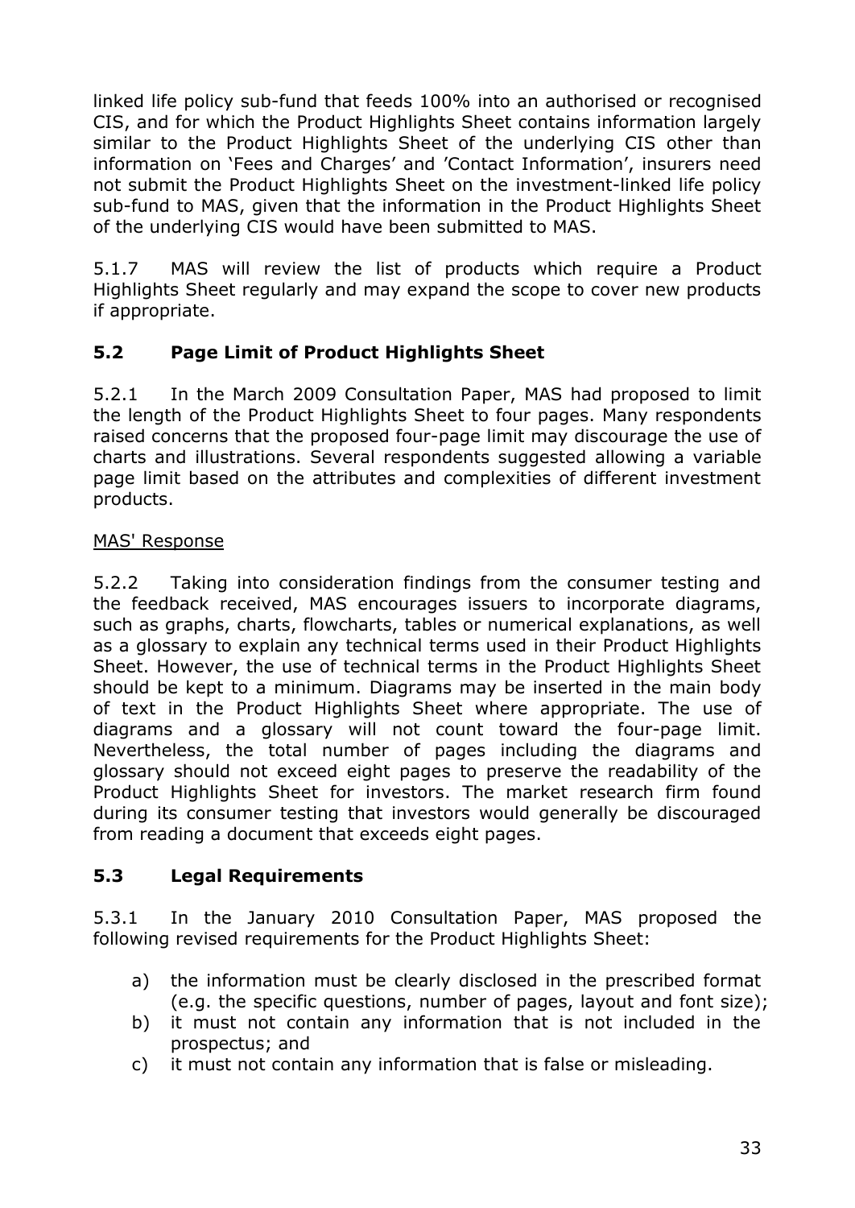linked life policy sub-fund that feeds 100% into an authorised or recognised CIS, and for which the Product Highlights Sheet contains information largely similar to the Product Highlights Sheet of the underlying CIS other than information on 'Fees and Charges' and 'Contact Information', insurers need not submit the Product Highlights Sheet on the investment-linked life policy sub-fund to MAS, given that the information in the Product Highlights Sheet of the underlying CIS would have been submitted to MAS.

5.1.7 MAS will review the list of products which require a Product Highlights Sheet regularly and may expand the scope to cover new products if appropriate.

### 5.2 Page Limit of Product Highlights Sheet

5.2.1 In the March 2009 Consultation Paper, MAS had proposed to limit the length of the Product Highlights Sheet to four pages. Many respondents raised concerns that the proposed four-page limit may discourage the use of charts and illustrations. Several respondents suggested allowing a variable page limit based on the attributes and complexities of different investment products.

<u>MAS' Response</u>

5.2.2 Taking into consideration findings from the consumer testing and the feedback received, MAS encourages issuers to incorporate diagrams, such as graphs, charts, flowcharts, tables or numerical explanations, as well as a glossary to explain any technical terms used in their Product Highlights Sheet. However, the use of technical terms in the Product Highlights Sheet should be kept to a minimum. Diagrams may be inserted in the main body of text in the Product Highlights Sheet where appropriate. The use of diagrams and a glossary will not count toward the four-page limit. Nevertheless, the total number of pages including the diagrams and glossary should not exceed eight pages to preserve the readability of the Product Highlights Sheet for investors. The market research firm found during its consumer testing that investors would generally be discouraged from reading a document that exceeds eight pages.

### 5.3 Legal Requirements

5.3.1 In the January 2010 Consultation Paper, MAS proposed the following revised requirements for the Product Highlights Sheet:

a) the information must be clearly disclosed in the prescribed format (e.g. the specific questions, number of pages, layout and font size);
b) it must not contain any information that is not included in the prospectus; and
c) it must not contain any information that is false or misleading.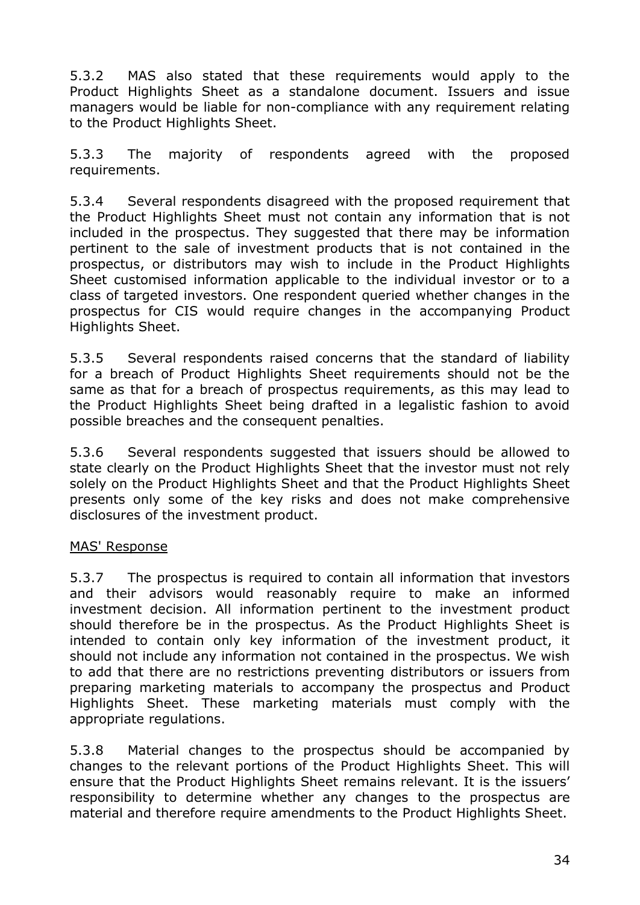5.3.2 MAS also stated that these requirements would apply to the Product Highlights Sheet as a standalone document. Issuers and issue managers would be liable for non-compliance with any requirement relating to the Product Highlights Sheet.

5.3.3 The majority of respondents agreed with the proposed requirements.

5.3.4 Several respondents disagreed with the proposed requirement that the Product Highlights Sheet must not contain any information that is not included in the prospectus. They suggested that there may be information pertinent to the sale of investment products that is not contained in the prospectus, or distributors may wish to include in the Product Highlights Sheet customised information applicable to the individual investor or to a class of targeted investors. One respondent queried whether changes in the prospectus for CIS would require changes in the accompanying Product Highlights Sheet.

5.3.5 Several respondents raised concerns that the standard of liability for a breach of Product Highlights Sheet requirements should not be the same as that for a breach of prospectus requirements, as this may lead to the Product Highlights Sheet being drafted in a legalistic fashion to avoid possible breaches and the consequent penalties.

5.3.6 Several respondents suggested that issuers should be allowed to state clearly on the Product Highlights Sheet that the investor must not rely solely on the Product Highlights Sheet and that the Product Highlights Sheet presents only some of the key risks and does not make comprehensive disclosures of the investment product.

<u>MAS' Response</u>

5.3.7 The prospectus is required to contain all information that investors and their advisors would reasonably require to make an informed investment decision. All information pertinent to the investment product should therefore be in the prospectus. As the Product Highlights Sheet is intended to contain only key information of the investment product, it should not include any information not contained in the prospectus. We wish to add that there are no restrictions preventing distributors or issuers from preparing marketing materials to accompany the prospectus and Product Highlights Sheet. These marketing materials must comply with the appropriate regulations.

5.3.8 Material changes to the prospectus should be accompanied by changes to the relevant portions of the Product Highlights Sheet. This will ensure that the Product Highlights Sheet remains relevant. It is the issuers' responsibility to determine whether any changes to the prospectus are material and therefore require amendments to the Product Highlights Sheet.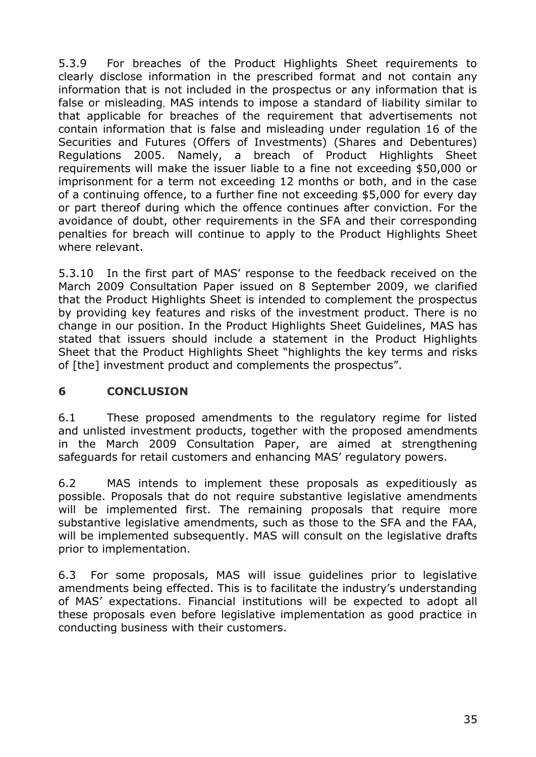5.3.9 For breaches of the Product Highlights Sheet requirements to clearly disclose information in the prescribed format and not contain any information that is not included in the prospectus or any information that is false or misleading, MAS intends to impose a standard of liability similar to that applicable for breaches of the requirement that advertisements not contain information that is false and misleading under regulation 16 of the Securities and Futures (Offers of Investments) (Shares and Debentures) Regulations 2005. Namely, a breach of Product Highlights Sheet requirements will make the issuer liable to a fine not exceeding $50,000 or imprisonment for a term not exceeding 12 months or both, and in the case of a continuing offence, to a further fine not exceeding $5,000 for every day or part thereof during which the offence continues after conviction. For the avoidance of doubt, other requirements in the SFA and their corresponding penalties for breach will continue to apply to the Product Highlights Sheet where relevant.

5.3.10 In the first part of MAS' response to the feedback received on the March 2009 Consultation Paper issued on 8 September 2009, we clarified that the Product Highlights Sheet is intended to complement the prospectus by providing key features and risks of the investment product. There is no change in our position. In the Product Highlights Sheet Guidelines, MAS has stated that issuers should include a statement in the Product Highlights Sheet that the Product Highlights Sheet "highlights the key terms and risks of [the] investment product and complements the prospectus".

## 6 CONCLUSION

6.1 These proposed amendments to the regulatory regime for listed and unlisted investment products, together with the proposed amendments in the March 2009 Consultation Paper, are aimed at strengthening safeguards for retail customers and enhancing MAS' regulatory powers.

6.2 MAS intends to implement these proposals as expeditiously as possible. Proposals that do not require substantive legislative amendments will be implemented first. The remaining proposals that require more substantive legislative amendments, such as those to the SFA and the FAA, will be implemented subsequently. MAS will consult on the legislative drafts prior to implementation.

6.3 For some proposals, MAS will issue guidelines prior to legislative amendments being effected. This is to facilitate the industry's understanding of MAS' expectations. Financial institutions will be expected to adopt all these proposals even before legislative implementation as good practice in conducting business with their customers.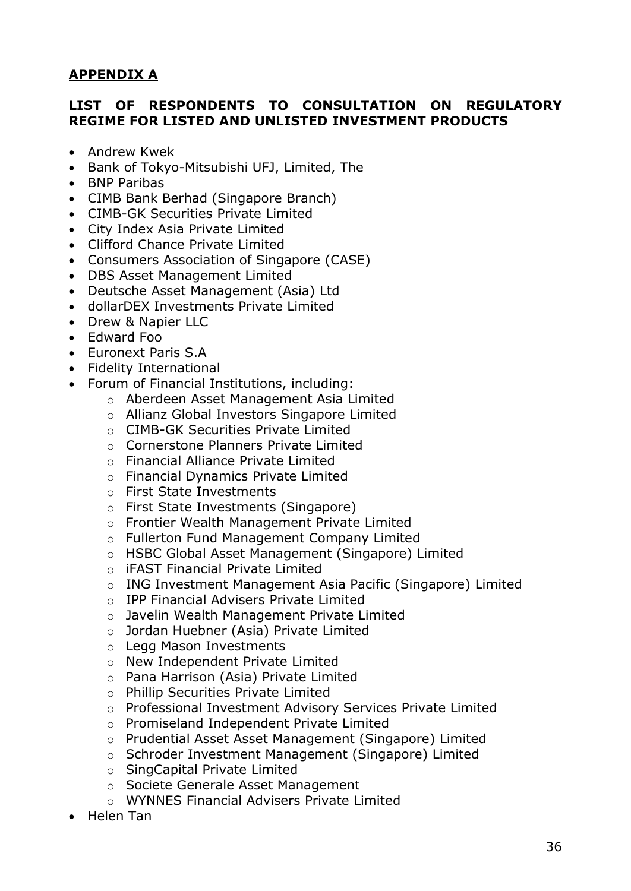**APPENDIX A**

**LIST OF RESPONDENTS TO CONSULTATION ON REGULATORY REGIME FOR LISTED AND UNLISTED INVESTMENT PRODUCTS**

- Andrew Kwek
- Bank of Tokyo-Mitsubishi UFJ, Limited, The
- BNP Paribas
- CIMB Bank Berhad (Singapore Branch)
- CIMB-GK Securities Private Limited
- City Index Asia Private Limited
- Clifford Chance Private Limited
- Consumers Association of Singapore (CASE)
- DBS Asset Management Limited
- Deutsche Asset Management (Asia) Ltd
- dollarDEX Investments Private Limited
- Drew & Napier LLC
- Edward Foo
- Euronext Paris S.A
- Fidelity International
- Forum of Financial Institutions, including:
    - Aberdeen Asset Management Asia Limited
    - Allianz Global Investors Singapore Limited
    - CIMB-GK Securities Private Limited
    - Cornerstone Planners Private Limited
    - Financial Alliance Private Limited
    - Financial Dynamics Private Limited
    - First State Investments
    - First State Investments (Singapore)
    - Frontier Wealth Management Private Limited
    - Fullerton Fund Management Company Limited
    - HSBC Global Asset Management (Singapore) Limited
    - iFAST Financial Private Limited
    - ING Investment Management Asia Pacific (Singapore) Limited
    - IPP Financial Advisers Private Limited
    - Javelin Wealth Management Private Limited
    - Jordan Huebner (Asia) Private Limited
    - Legg Mason Investments
    - New Independent Private Limited
    - Pana Harrison (Asia) Private Limited
    - Phillip Securities Private Limited
    - Professional Investment Advisory Services Private Limited
    - Promiseland Independent Private Limited
    - Prudential Asset Asset Management (Singapore) Limited
    - Schroder Investment Management (Singapore) Limited
    - SingCapital Private Limited
    - Societe Generale Asset Management
    - WYNNES Financial Advisers Private Limited
- Helen Tan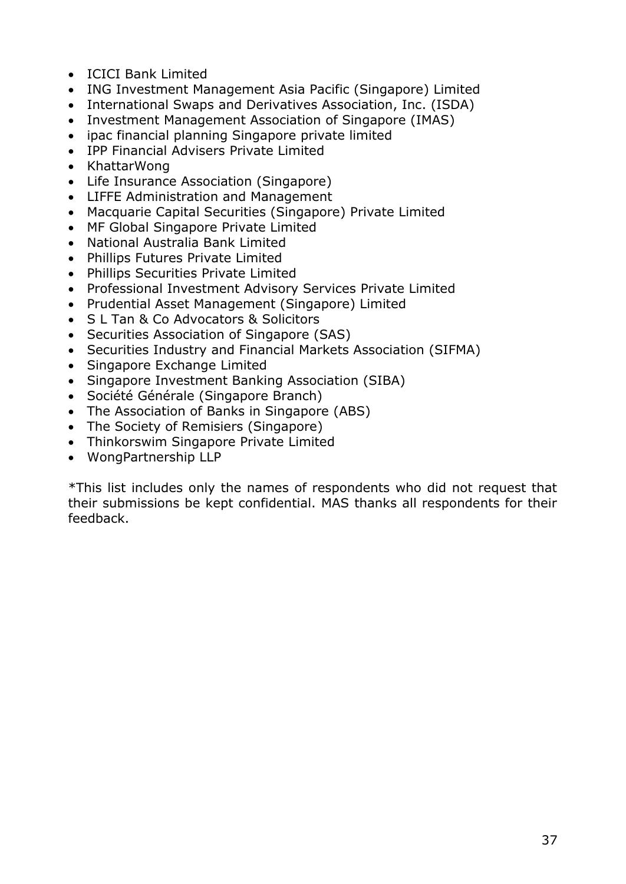- ICICI Bank Limited
- ING Investment Management Asia Pacific (Singapore) Limited
- International Swaps and Derivatives Association, Inc. (ISDA)
- Investment Management Association of Singapore (IMAS)
- ipac financial planning Singapore private limited
- IPP Financial Advisers Private Limited
- KhattarWong
- Life Insurance Association (Singapore)
- LIFFE Administration and Management
- Macquarie Capital Securities (Singapore) Private Limited
- MF Global Singapore Private Limited
- National Australia Bank Limited
- Phillips Futures Private Limited
- Phillips Securities Private Limited
- Professional Investment Advisory Services Private Limited
- Prudential Asset Management (Singapore) Limited
- S L Tan & Co Advocators & Solicitors
- Securities Association of Singapore (SAS)
- Securities Industry and Financial Markets Association (SIFMA)
- Singapore Exchange Limited
- Singapore Investment Banking Association (SIBA)
- Société Générale (Singapore Branch)
- The Association of Banks in Singapore (ABS)
- The Society of Remisiers (Singapore)
- Thinkorswim Singapore Private Limited
- WongPartnership LLP

*This list includes only the names of respondents who did not request that their submissions be kept confidential. MAS thanks all respondents for their feedback.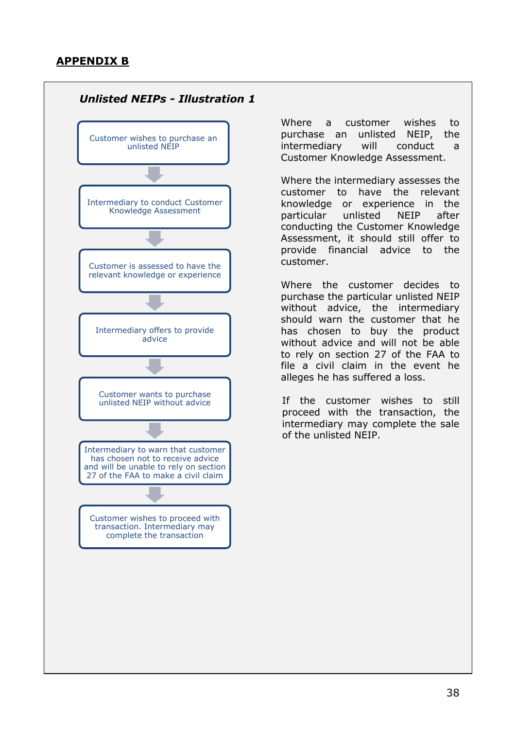## APPENDIX B

### *Unlisted NEIPs - Illustration 1*

Customer wishes to purchase an unlisted NEIP

↓

Intermediary to conduct Customer Knowledge Assessment

↓

Customer is assessed to have the relevant knowledge or experience

↓

Intermediary offers to provide advice

↓

Customer wants to purchase unlisted NEIP without advice

↓

Intermediary to warn that customer has chosen not to receive advice and will be unable to rely on section 27 of the FAA to make a civil claim

↓

Customer wishes to proceed with transaction. Intermediary may complete the transaction

Where a customer wishes to purchase an unlisted NEIP, the intermediary will conduct a Customer Knowledge Assessment.

Where the intermediary assesses the customer to have the relevant knowledge or experience in the particular unlisted NEIP after conducting the Customer Knowledge Assessment, it should still offer to provide financial advice to the customer.

Where the customer decides to purchase the particular unlisted NEIP without advice, the intermediary should warn the customer that he has chosen to buy the product without advice and will not be able to rely on section 27 of the FAA to file a civil claim in the event he alleges he has suffered a loss.

If the customer wishes to still proceed with the transaction, the intermediary may complete the sale of the unlisted NEIP.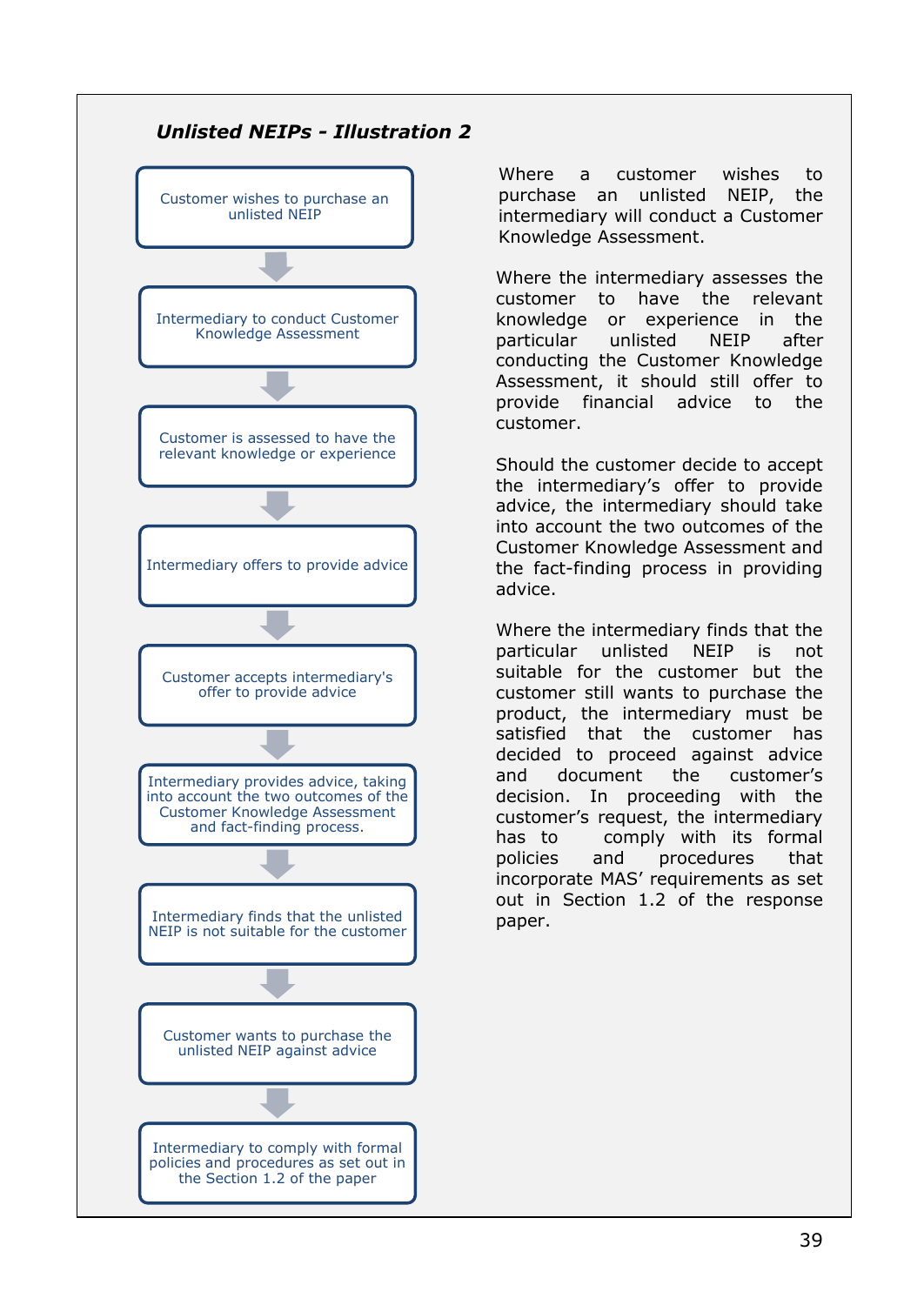***Unlisted NEIPs - Illustration 2***

Customer wishes to purchase an unlisted NEIP

↓

Intermediary to conduct Customer Knowledge Assessment

↓

Customer is assessed to have the relevant knowledge or experience

↓

Intermediary offers to provide advice

↓

Customer accepts intermediary's offer to provide advice

↓

Intermediary provides advice, taking into account the two outcomes of the Customer Knowledge Assessment and fact-finding process.

↓

Intermediary finds that the unlisted NEIP is not suitable for the customer

↓

Customer wants to purchase the unlisted NEIP against advice

↓

Intermediary to comply with formal policies and procedures as set out in the Section 1.2 of the paper

Where a customer wishes to purchase an unlisted NEIP, the intermediary will conduct a Customer Knowledge Assessment.

Where the intermediary assesses the customer to have the relevant knowledge or experience in the particular unlisted NEIP after conducting the Customer Knowledge Assessment, it should still offer to provide financial advice to the customer.

Should the customer decide to accept the intermediary's offer to provide advice, the intermediary should take into account the two outcomes of the Customer Knowledge Assessment and the fact-finding process in providing advice.

Where the intermediary finds that the particular unlisted NEIP is not suitable for the customer but the customer still wants to purchase the product, the intermediary must be satisfied that the customer has decided to proceed against advice and document the customer's decision. In proceeding with the customer's request, the intermediary has to comply with its formal policies and procedures that incorporate MAS' requirements as set out in Section 1.2 of the response paper.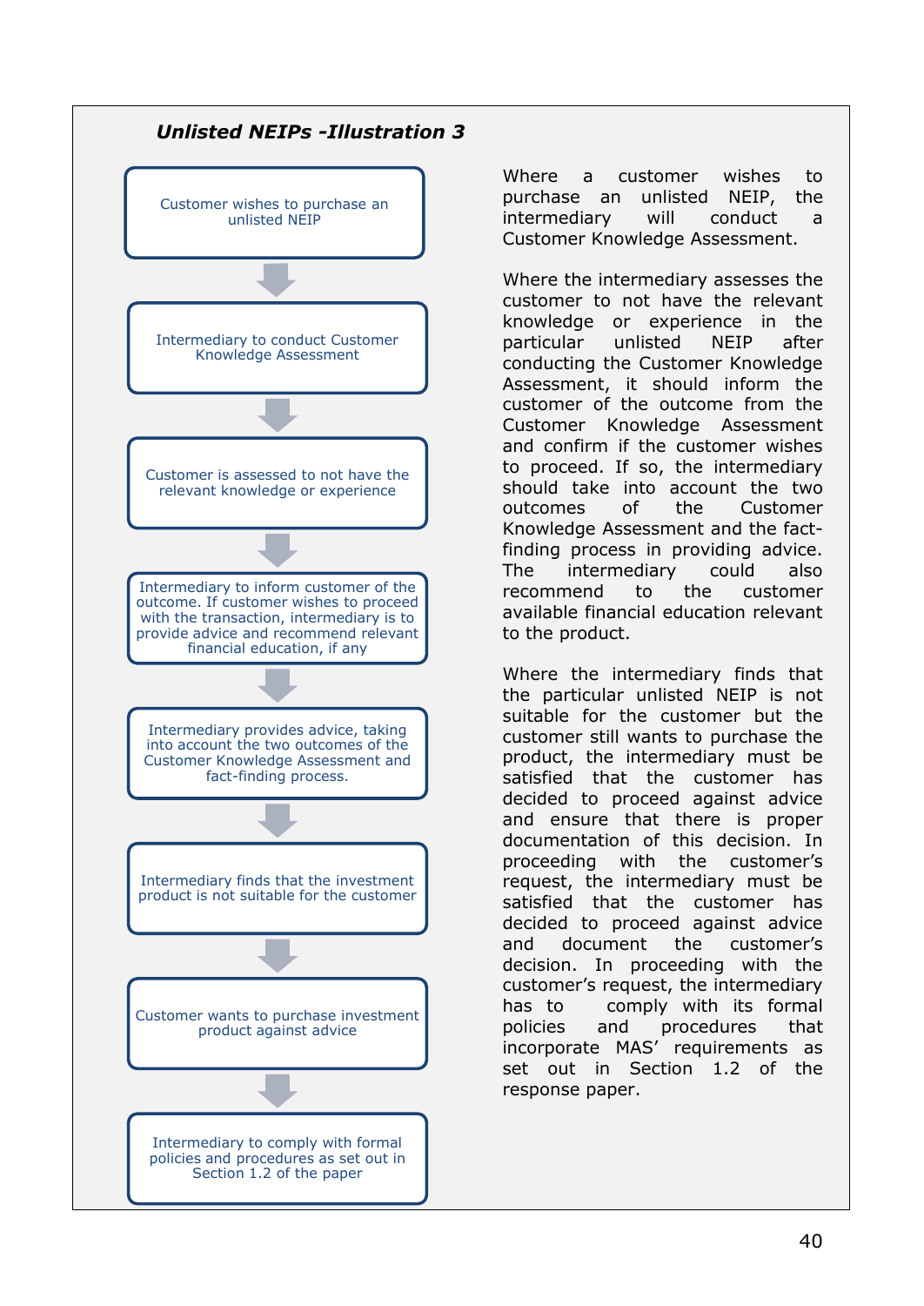***Unlisted NEIPs -Illustration 3***

Customer wishes to purchase an unlisted NEIP

↓

Intermediary to conduct Customer Knowledge Assessment

↓

Customer is assessed to not have the relevant knowledge or experience

↓

Intermediary to inform customer of the outcome. If customer wishes to proceed with the transaction, intermediary is to provide advice and recommend relevant financial education, if any

↓

Intermediary provides advice, taking into account the two outcomes of the Customer Knowledge Assessment and fact-finding process.

↓

Intermediary finds that the investment product is not suitable for the customer

↓

Customer wants to purchase investment product against advice

↓

Intermediary to comply with formal policies and procedures as set out in Section 1.2 of the paper

Where a customer wishes to purchase an unlisted NEIP, the intermediary will conduct a Customer Knowledge Assessment.

Where the intermediary assesses the customer to not have the relevant knowledge or experience in the particular unlisted NEIP after conducting the Customer Knowledge Assessment, it should inform the customer of the outcome from the Customer Knowledge Assessment and confirm if the customer wishes to proceed. If so, the intermediary should take into account the two outcomes of the Customer Knowledge Assessment and the fact-finding process in providing advice. The intermediary could also recommend to the customer available financial education relevant to the product.

Where the intermediary finds that the particular unlisted NEIP is not suitable for the customer but the customer still wants to purchase the product, the intermediary must be satisfied that the customer has decided to proceed against advice and ensure that there is proper documentation of this decision. In proceeding with the customer's request, the intermediary must be satisfied that the customer has decided to proceed against advice and document the customer's decision. In proceeding with the customer's request, the intermediary has to comply with its formal policies and procedures that incorporate MAS' requirements as set out in Section 1.2 of the response paper.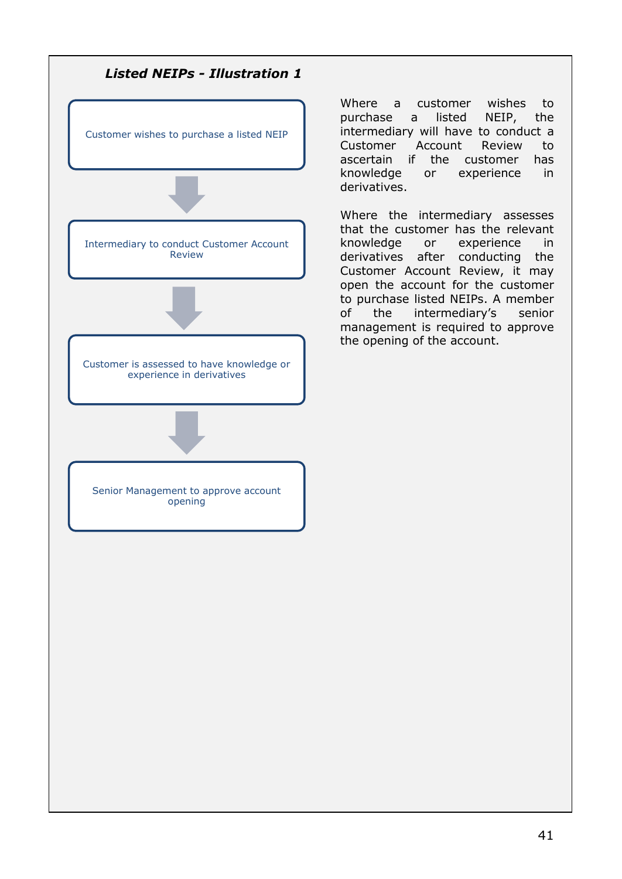***Listed NEIPs - Illustration 1***

Customer wishes to purchase a listed NEIP

↓

Intermediary to conduct Customer Account Review

↓

Customer is assessed to have knowledge or experience in derivatives

↓

Senior Management to approve account opening

Where a customer wishes to purchase a listed NEIP, the intermediary will have to conduct a Customer Account Review to ascertain if the customer has knowledge or experience in derivatives.

Where the intermediary assesses that the customer has the relevant knowledge or experience in derivatives after conducting the Customer Account Review, it may open the account for the customer to purchase listed NEIPs. A member of the intermediary's senior management is required to approve the opening of the account.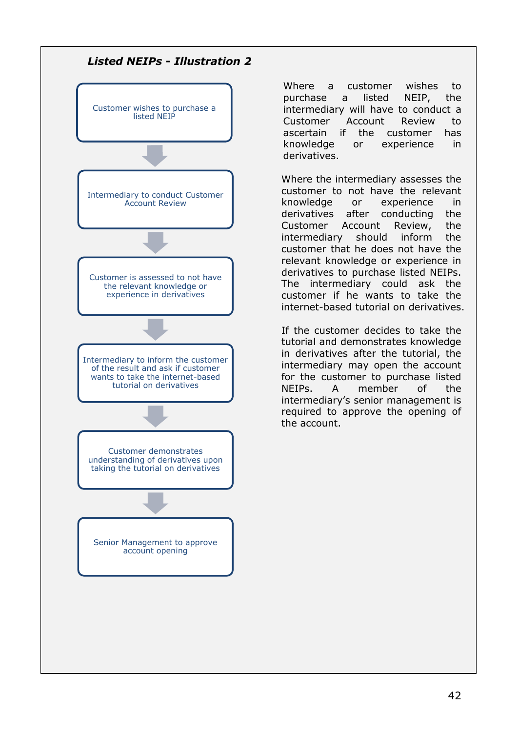***Listed NEIPs - Illustration 2***

Customer wishes to purchase a listed NEIP

↓

Intermediary to conduct Customer Account Review

↓

Customer is assessed to not have the relevant knowledge or experience in derivatives

↓

Intermediary to inform the customer of the result and ask if customer wants to take the internet-based tutorial on derivatives

↓

Customer demonstrates understanding of derivatives upon taking the tutorial on derivatives

↓

Senior Management to approve account opening

Where a customer wishes to purchase a listed NEIP, the intermediary will have to conduct a Customer Account Review to ascertain if the customer has knowledge or experience in derivatives.

Where the intermediary assesses the customer to not have the relevant knowledge or experience in derivatives after conducting the Customer Account Review, the intermediary should inform the customer that he does not have the relevant knowledge or experience in derivatives to purchase listed NEIPs. The intermediary could ask the customer if he wants to take the internet-based tutorial on derivatives.

If the customer decides to take the tutorial and demonstrates knowledge in derivatives after the tutorial, the intermediary may open the account for the customer to purchase listed NEIPs. A member of the intermediary's senior management is required to approve the opening of the account.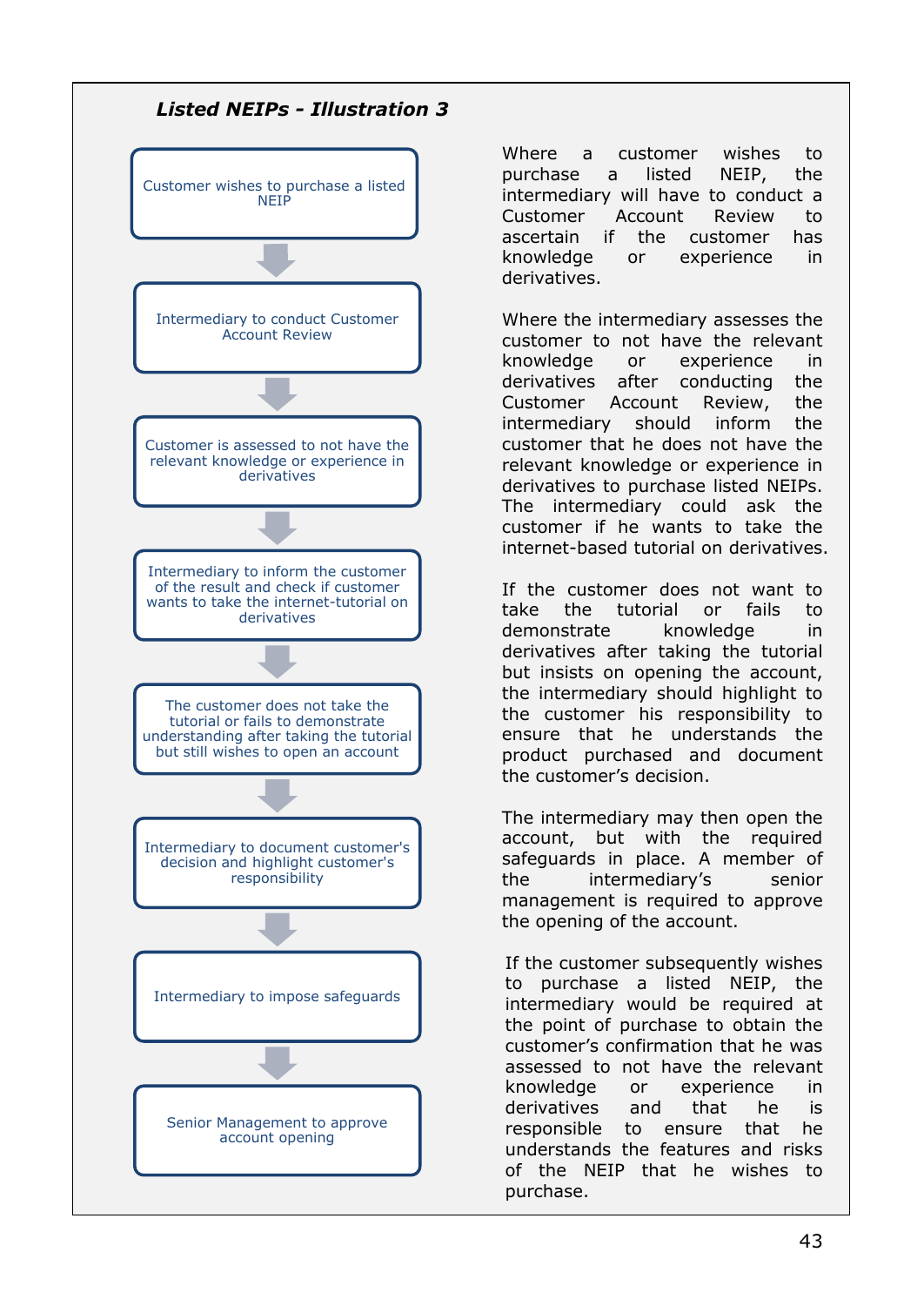***Listed NEIPs - Illustration 3***

Customer wishes to purchase a listed NEIP

↓

Intermediary to conduct Customer Account Review

↓

Customer is assessed to not have the relevant knowledge or experience in derivatives

↓

Intermediary to inform the customer of the result and check if customer wants to take the internet-tutorial on derivatives

↓

The customer does not take the tutorial or fails to demonstrate understanding after taking the tutorial but still wishes to open an account

↓

Intermediary to document customer's decision and highlight customer's responsibility

↓

Intermediary to impose safeguards

↓

Senior Management to approve account opening

Where a customer wishes to purchase a listed NEIP, the intermediary will have to conduct a Customer Account Review to ascertain if the customer has knowledge or experience in derivatives.

Where the intermediary assesses the customer to not have the relevant knowledge or experience in derivatives after conducting the Customer Account Review, the intermediary should inform the customer that he does not have the relevant knowledge or experience in derivatives to purchase listed NEIPs. The intermediary could ask the customer if he wants to take the internet-based tutorial on derivatives.

If the customer does not want to take the tutorial or fails to demonstrate knowledge in derivatives after taking the tutorial but insists on opening the account, the intermediary should highlight to the customer his responsibility to ensure that he understands the product purchased and document the customer's decision.

The intermediary may then open the account, but with the required safeguards in place. A member of the intermediary's senior management is required to approve the opening of the account.

If the customer subsequently wishes to purchase a listed NEIP, the intermediary would be required at the point of purchase to obtain the customer's confirmation that he was assessed to not have the relevant knowledge or experience in derivatives and that he is responsible to ensure that he understands the features and risks of the NEIP that he wishes to purchase.